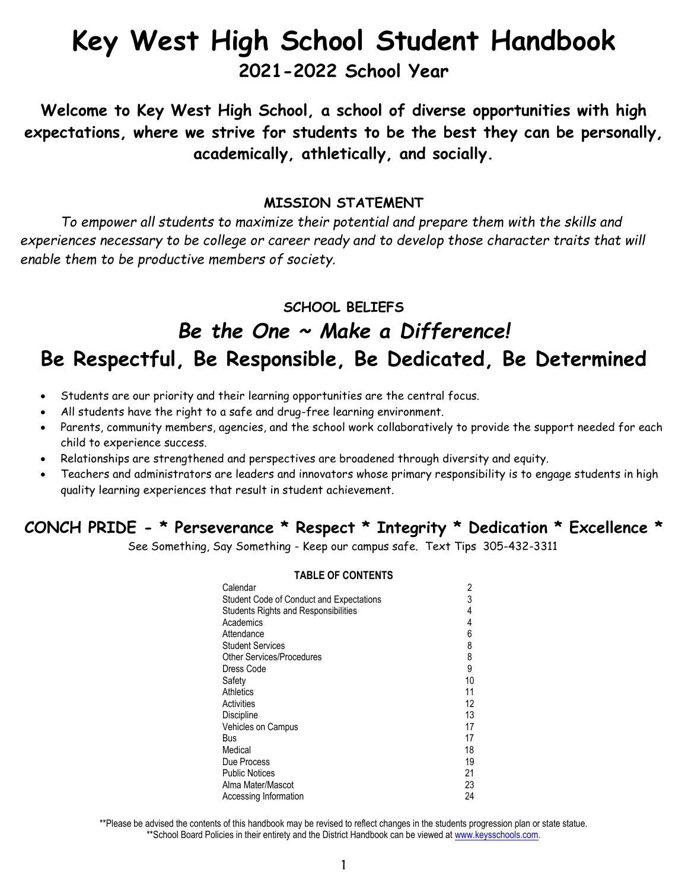# Key West High School Student Handbook

## 2021-2022 School Year

**Welcome to Key West High School, a school of diverse opportunities with high expectations, where we strive for students to be the best they can be personally, academically, athletically, and socially.**

### MISSION STATEMENT

*To empower all students to maximize their potential and prepare them with the skills and experiences necessary to be college or career ready and to develop those character traits that will enable them to be productive members of society.*

### SCHOOL BELIEFS

## *Be the One ~ Make a Difference!*

## Be Respectful, Be Responsible, Be Dedicated, Be Determined

- Students are our priority and their learning opportunities are the central focus.
- All students have the right to a safe and drug-free learning environment.
- Parents, community members, agencies, and the school work collaboratively to provide the support needed for each child to experience success.
- Relationships are strengthened and perspectives are broadened through diversity and equity.
- Teachers and administrators are leaders and innovators whose primary responsibility is to engage students in high quality learning experiences that result in student achievement.

**CONCH PRIDE - * Perseverance * Respect * Integrity * Dedication * Excellence ***

See Something, Say Something - Keep our campus safe. Text Tips 305-432-3311

**TABLE OF CONTENTS**

| Section | Page |
|---|---|
| Calendar | 2 |
| Student Code of Conduct and Expectations | 3 |
| Students Rights and Responsibilities | 4 |
| Academics | 4 |
| Attendance | 6 |
| Student Services | 8 |
| Other Services/Procedures | 8 |
| Dress Code | 9 |
| Safety | 10 |
| Athletics | 11 |
| Activities | 12 |
| Discipline | 13 |
| Vehicles on Campus | 17 |
| Bus | 17 |
| Medical | 18 |
| Due Process | 19 |
| Public Notices | 21 |
| Alma Mater/Mascot | 23 |
| Accessing Information | 24 |

**Please be advised the contents of this handbook may be revised to reflect changes in the students progression plan or state statue.
**School Board Policies in their entirety and the District Handbook can be viewed at www.keysschools.com.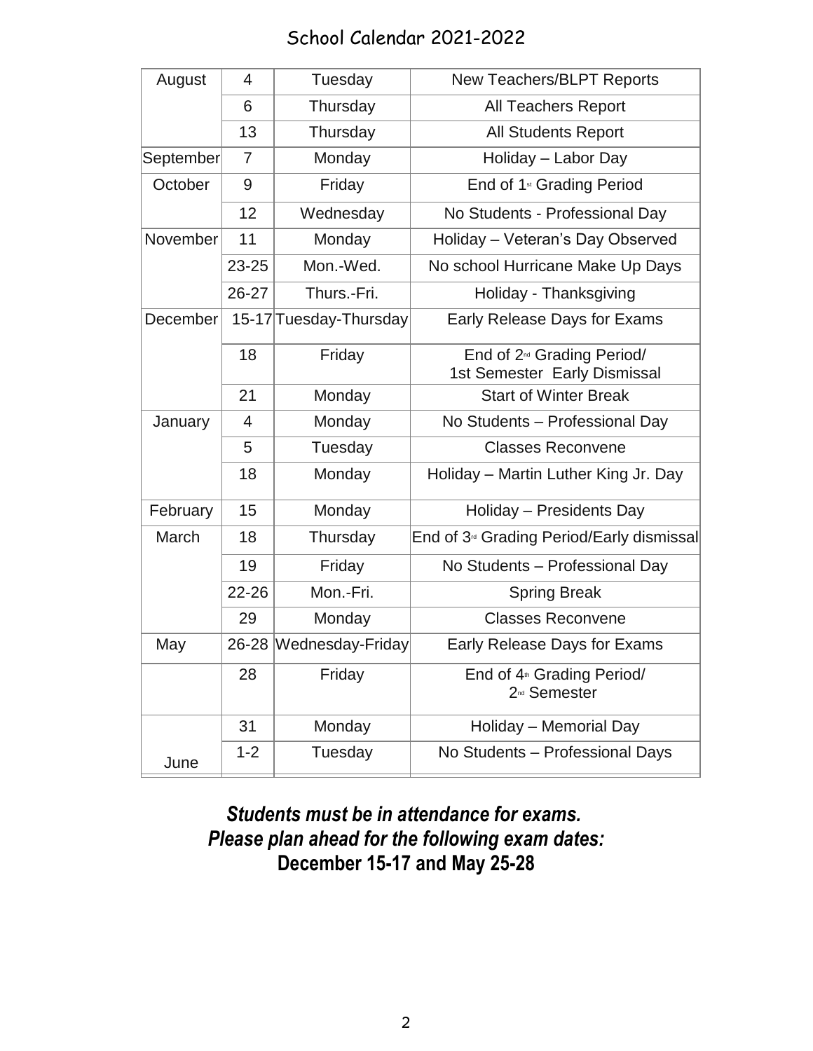# School Calendar 2021-2022

| Month | Date | Day | Event |
|---|---|---|---|
| August | 4 | Tuesday | New Teachers/BLPT Reports |
| | 6 | Thursday | All Teachers Report |
| | 13 | Thursday | All Students Report |
| September | 7 | Monday | Holiday – Labor Day |
| October | 9 | Friday | End of 1st Grading Period |
| | 12 | Wednesday | No Students - Professional Day |
| November | 11 | Monday | Holiday – Veteran's Day Observed |
| | 23-25 | Mon.-Wed. | No school Hurricane Make Up Days |
| | 26-27 | Thurs.-Fri. | Holiday - Thanksgiving |
| December | 15-17 | Tuesday-Thursday | Early Release Days for Exams |
| | 18 | Friday | End of 2nd Grading Period/ 1st Semester Early Dismissal |
| | 21 | Monday | Start of Winter Break |
| January | 4 | Monday | No Students – Professional Day |
| | 5 | Tuesday | Classes Reconvene |
| | 18 | Monday | Holiday – Martin Luther King Jr. Day |
| February | 15 | Monday | Holiday – Presidents Day |
| March | 18 | Thursday | End of 3rd Grading Period/Early dismissal |
| | 19 | Friday | No Students – Professional Day |
| | 22-26 | Mon.-Fri. | Spring Break |
| | 29 | Monday | Classes Reconvene |
| May | 26-28 | Wednesday-Friday | Early Release Days for Exams |
| | 28 | Friday | End of 4th Grading Period/ 2nd Semester |
| | 31 | Monday | Holiday – Memorial Day |
| June | 1-2 | Tuesday | No Students – Professional Days |

***Students must be in attendance for exams.***
***Please plan ahead for the following exam dates:***
**December 15-17 and May 25-28**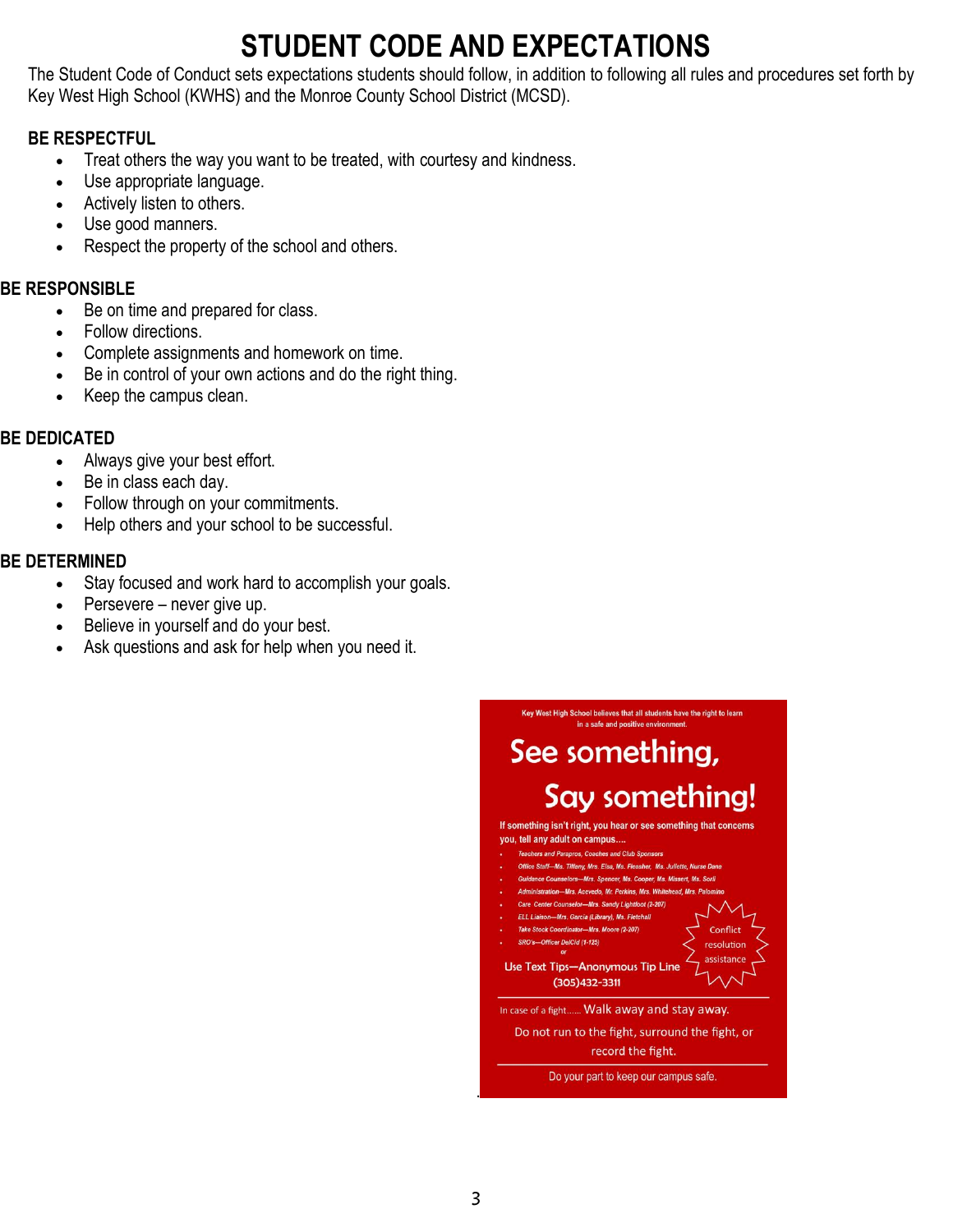# STUDENT CODE AND EXPECTATIONS

The Student Code of Conduct sets expectations students should follow, in addition to following all rules and procedures set forth by Key West High School (KWHS) and the Monroe County School District (MCSD).

## BE RESPECTFUL

- Treat others the way you want to be treated, with courtesy and kindness.
- Use appropriate language.
- Actively listen to others.
- Use good manners.
- Respect the property of the school and others.

## BE RESPONSIBLE

- Be on time and prepared for class.
- Follow directions.
- Complete assignments and homework on time.
- Be in control of your own actions and do the right thing.
- Keep the campus clean.

## BE DEDICATED

- Always give your best effort.
- Be in class each day.
- Follow through on your commitments.
- Help others and your school to be successful.

## BE DETERMINED

- Stay focused and work hard to accomplish your goals.
- Persevere – never give up.
- Believe in yourself and do your best.
- Ask questions and ask for help when you need it.

Key West High School believes that all students have the right to learn in a safe and positive environment.

**See something, Say something!**

If something isn't right, you hear or see something that concerns you, tell any adult on campus….

- Teachers and Parapros, Coaches and Club Sponsors
- Office Staff—Ms. Tiffany, Mrs. Elsa, Ms. Fleasher, Ms. Juliette, Nurse Dana
- Guidance Counselors—Mrs. Spencer, Ms. Cooper, Ms. Missert, Ms. Sorli
- Administration—Mrs. Acevedo, Mr. Perkins, Mrs. Whitehead, Mrs. Palomino
- Care Center Counselor—Mrs. Sandy Lightfoot (2-207)
- ELL Liaison—Mrs. Garcia (Library), Ms. Fletchall
- Take Stock Coordinator—Mrs. Moore (2-207)
- SRO's—Officer DelCid (1-125)

or

Use Text Tips—Anonymous Tip Line (305)432-3311

Conflict resolution assistance

In case of a fight…… Walk away and stay away.

Do not run to the fight, surround the fight, or record the fight.

Do your part to keep our campus safe.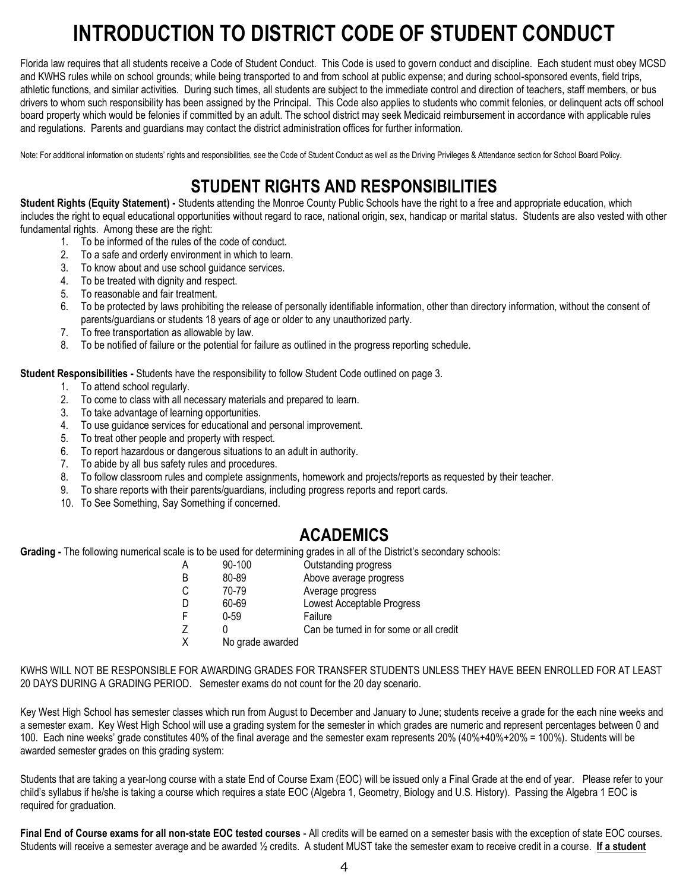# INTRODUCTION TO DISTRICT CODE OF STUDENT CONDUCT

Florida law requires that all students receive a Code of Student Conduct. This Code is used to govern conduct and discipline. Each student must obey MCSD and KWHS rules while on school grounds; while being transported to and from school at public expense; and during school-sponsored events, field trips, athletic functions, and similar activities. During such times, all students are subject to the immediate control and direction of teachers, staff members, or bus drivers to whom such responsibility has been assigned by the Principal. This Code also applies to students who commit felonies, or delinquent acts off school board property which would be felonies if committed by an adult. The school district may seek Medicaid reimbursement in accordance with applicable rules and regulations. Parents and guardians may contact the district administration offices for further information.

Note: For additional information on students' rights and responsibilities, see the Code of Student Conduct as well as the Driving Privileges & Attendance section for School Board Policy.

# STUDENT RIGHTS AND RESPONSIBILITIES

**Student Rights (Equity Statement) -** Students attending the Monroe County Public Schools have the right to a free and appropriate education, which includes the right to equal educational opportunities without regard to race, national origin, sex, handicap or marital status. Students are also vested with other fundamental rights. Among these are the right:

1. To be informed of the rules of the code of conduct.
2. To a safe and orderly environment in which to learn.
3. To know about and use school guidance services.
4. To be treated with dignity and respect.
5. To reasonable and fair treatment.
6. To be protected by laws prohibiting the release of personally identifiable information, other than directory information, without the consent of parents/guardians or students 18 years of age or older to any unauthorized party.
7. To free transportation as allowable by law.
8. To be notified of failure or the potential for failure as outlined in the progress reporting schedule.

**Student Responsibilities -** Students have the responsibility to follow Student Code outlined on page 3.

1. To attend school regularly.
2. To come to class with all necessary materials and prepared to learn.
3. To take advantage of learning opportunities.
4. To use guidance services for educational and personal improvement.
5. To treat other people and property with respect.
6. To report hazardous or dangerous situations to an adult in authority.
7. To abide by all bus safety rules and procedures.
8. To follow classroom rules and complete assignments, homework and projects/reports as requested by their teacher.
9. To share reports with their parents/guardians, including progress reports and report cards.
10. To See Something, Say Something if concerned.

# ACADEMICS

**Grading -** The following numerical scale is to be used for determining grades in all of the District's secondary schools:

| | | |
|---|---|---|
| A | 90-100 | Outstanding progress |
| B | 80-89 | Above average progress |
| C | 70-79 | Average progress |
| D | 60-69 | Lowest Acceptable Progress |
| F | 0-59 | Failure |
| Z | 0 | Can be turned in for some or all credit |
| X | No grade awarded | |

KWHS WILL NOT BE RESPONSIBLE FOR AWARDING GRADES FOR TRANSFER STUDENTS UNLESS THEY HAVE BEEN ENROLLED FOR AT LEAST 20 DAYS DURING A GRADING PERIOD. Semester exams do not count for the 20 day scenario.

Key West High School has semester classes which run from August to December and January to June; students receive a grade for the each nine weeks and a semester exam. Key West High School will use a grading system for the semester in which grades are numeric and represent percentages between 0 and 100. Each nine weeks' grade constitutes 40% of the final average and the semester exam represents 20% (40%+40%+20% = 100%). Students will be awarded semester grades on this grading system:

Students that are taking a year-long course with a state End of Course Exam (EOC) will be issued only a Final Grade at the end of year. Please refer to your child's syllabus if he/she is taking a course which requires a state EOC (Algebra 1, Geometry, Biology and U.S. History). Passing the Algebra 1 EOC is required for graduation.

**Final End of Course exams for all non-state EOC tested courses** - All credits will be earned on a semester basis with the exception of state EOC courses. Students will receive a semester average and be awarded ½ credits. A student MUST take the semester exam to receive credit in a course. **<u>If a student</u>**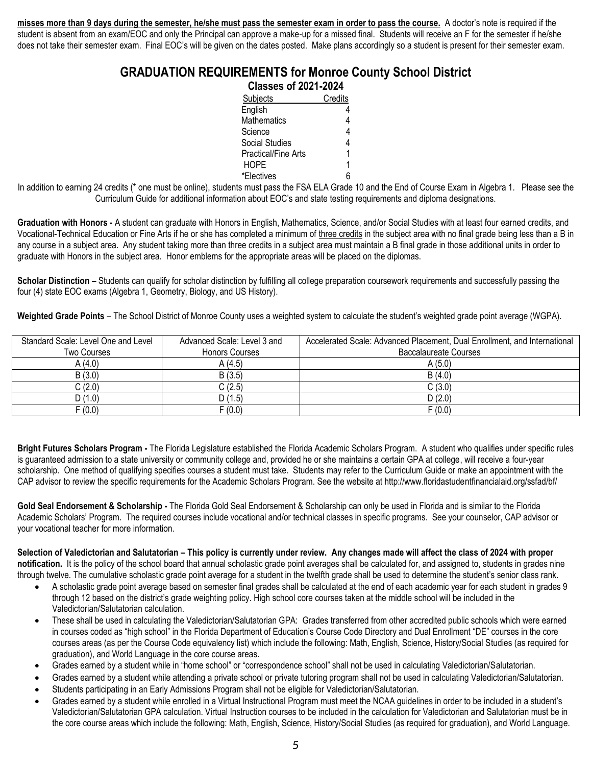**misses more than 9 days during the semester, he/she must pass the semester exam in order to pass the course.** A doctor's note is required if the student is absent from an exam/EOC and only the Principal can approve a make-up for a missed final. Students will receive an F for the semester if he/she does not take their semester exam. Final EOC's will be given on the dates posted. Make plans accordingly so a student is present for their semester exam.

# GRADUATION REQUIREMENTS for Monroe County School District

## Classes of 2021-2024

| Subjects | Credits |
|---|---|
| English | 4 |
| Mathematics | 4 |
| Science | 4 |
| Social Studies | 4 |
| Practical/Fine Arts | 1 |
| HOPE | 1 |
| *Electives | 6 |

In addition to earning 24 credits (* one must be online), students must pass the FSA ELA Grade 10 and the End of Course Exam in Algebra 1. Please see the Curriculum Guide for additional information about EOC's and state testing requirements and diploma designations.

**Graduation with Honors -** A student can graduate with Honors in English, Mathematics, Science, and/or Social Studies with at least four earned credits, and Vocational-Technical Education or Fine Arts if he or she has completed a minimum of three credits in the subject area with no final grade being less than a B in any course in a subject area. Any student taking more than three credits in a subject area must maintain a B final grade in those additional units in order to graduate with Honors in the subject area. Honor emblems for the appropriate areas will be placed on the diplomas.

**Scholar Distinction –** Students can qualify for scholar distinction by fulfilling all college preparation coursework requirements and successfully passing the four (4) state EOC exams (Algebra 1, Geometry, Biology, and US History).

**Weighted Grade Points** – The School District of Monroe County uses a weighted system to calculate the student's weighted grade point average (WGPA).

| Standard Scale: Level One and Level Two Courses | Advanced Scale: Level 3 and Honors Courses | Accelerated Scale: Advanced Placement, Dual Enrollment, and International Baccalaureate Courses |
|---|---|---|
| A (4.0) | A (4.5) | A (5.0) |
| B (3.0) | B (3.5) | B (4.0) |
| C (2.0) | C (2.5) | C (3.0) |
| D (1.0) | D (1.5) | D (2.0) |
| F (0.0) | F (0.0) | F (0.0) |

**Bright Futures Scholars Program -** The Florida Legislature established the Florida Academic Scholars Program. A student who qualifies under specific rules is guaranteed admission to a state university or community college and, provided he or she maintains a certain GPA at college, will receive a four-year scholarship. One method of qualifying specifies courses a student must take. Students may refer to the Curriculum Guide or make an appointment with the CAP advisor to review the specific requirements for the Academic Scholars Program. See the website at http://www.floridastudentfinancialaid.org/ssfad/bf/

**Gold Seal Endorsement & Scholarship -** The Florida Gold Seal Endorsement & Scholarship can only be used in Florida and is similar to the Florida Academic Scholars' Program. The required courses include vocational and/or technical classes in specific programs. See your counselor, CAP advisor or your vocational teacher for more information.

**Selection of Valedictorian and Salutatorian – This policy is currently under review. Any changes made will affect the class of 2024 with proper notification.** It is the policy of the school board that annual scholastic grade point averages shall be calculated for, and assigned to, students in grades nine through twelve. The cumulative scholastic grade point average for a student in the twelfth grade shall be used to determine the student's senior class rank.

- A scholastic grade point average based on semester final grades shall be calculated at the end of each academic year for each student in grades 9 through 12 based on the district's grade weighting policy. High school core courses taken at the middle school will be included in the Valedictorian/Salutatorian calculation.
- These shall be used in calculating the Valedictorian/Salutatorian GPA: Grades transferred from other accredited public schools which were earned in courses coded as "high school" in the Florida Department of Education's Course Code Directory and Dual Enrollment "DE" courses in the core courses areas (as per the Course Code equivalency list) which include the following: Math, English, Science, History/Social Studies (as required for graduation), and World Language in the core course areas.
- Grades earned by a student while in "home school" or "correspondence school" shall not be used in calculating Valedictorian/Salutatorian.
- Grades earned by a student while attending a private school or private tutoring program shall not be used in calculating Valedictorian/Salutatorian.
- Students participating in an Early Admissions Program shall not be eligible for Valedictorian/Salutatorian.
- Grades earned by a student while enrolled in a Virtual Instructional Program must meet the NCAA guidelines in order to be included in a student's Valedictorian/Salutatorian GPA calculation. Virtual Instruction courses to be included in the calculation for Valedictorian and Salutatorian must be in the core course areas which include the following: Math, English, Science, History/Social Studies (as required for graduation), and World Language.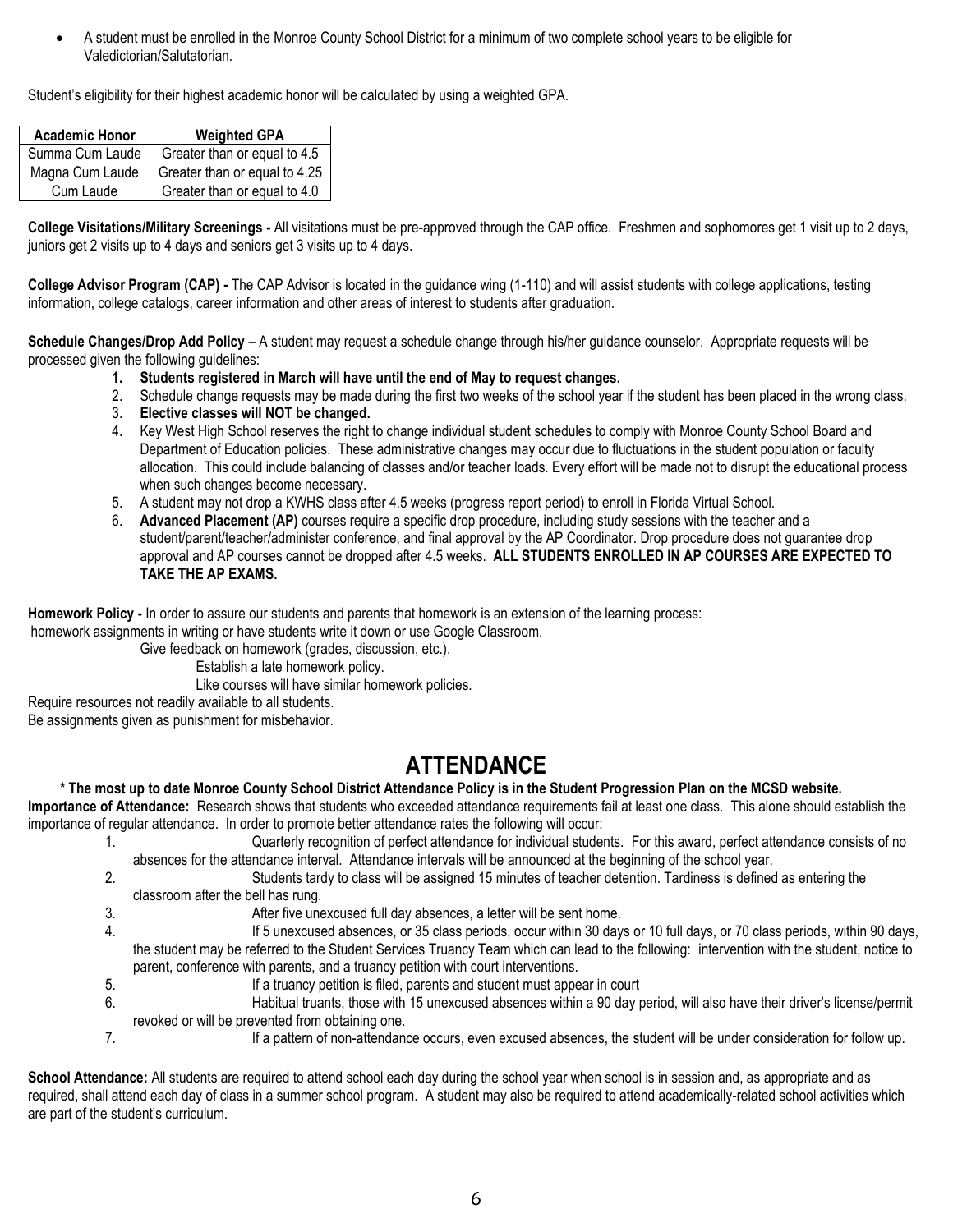- A student must be enrolled in the Monroe County School District for a minimum of two complete school years to be eligible for Valedictorian/Salutatorian.

Student's eligibility for their highest academic honor will be calculated by using a weighted GPA.

| Academic Honor | Weighted GPA |
|---|---|
| Summa Cum Laude | Greater than or equal to 4.5 |
| Magna Cum Laude | Greater than or equal to 4.25 |
| Cum Laude | Greater than or equal to 4.0 |

**College Visitations/Military Screenings -** All visitations must be pre-approved through the CAP office. Freshmen and sophomores get 1 visit up to 2 days, juniors get 2 visits up to 4 days and seniors get 3 visits up to 4 days.

**College Advisor Program (CAP) -** The CAP Advisor is located in the guidance wing (1-110) and will assist students with college applications, testing information, college catalogs, career information and other areas of interest to students after graduation.

**Schedule Changes/Drop Add Policy** – A student may request a schedule change through his/her guidance counselor. Appropriate requests will be processed given the following guidelines:

1. **Students registered in March will have until the end of May to request changes.**
2. Schedule change requests may be made during the first two weeks of the school year if the student has been placed in the wrong class.
3. **Elective classes will NOT be changed.**
4. Key West High School reserves the right to change individual student schedules to comply with Monroe County School Board and Department of Education policies. These administrative changes may occur due to fluctuations in the student population or faculty allocation. This could include balancing of classes and/or teacher loads. Every effort will be made not to disrupt the educational process when such changes become necessary.
5. A student may not drop a KWHS class after 4.5 weeks (progress report period) to enroll in Florida Virtual School.
6. **Advanced Placement (AP)** courses require a specific drop procedure, including study sessions with the teacher and a student/parent/teacher/administer conference, and final approval by the AP Coordinator. Drop procedure does not guarantee drop approval and AP courses cannot be dropped after 4.5 weeks. **ALL STUDENTS ENROLLED IN AP COURSES ARE EXPECTED TO TAKE THE AP EXAMS.**

**Homework Policy -** In order to assure our students and parents that homework is an extension of the learning process:

homework assignments in writing or have students write it down or use Google Classroom.

Give feedback on homework (grades, discussion, etc.).

Establish a late homework policy.

Like courses will have similar homework policies.

Require resources not readily available to all students.

Be assignments given as punishment for misbehavior.

# ATTENDANCE

**\* The most up to date Monroe County School District Attendance Policy is in the Student Progression Plan on the MCSD website.**

**Importance of Attendance:** Research shows that students who exceeded attendance requirements fail at least one class. This alone should establish the importance of regular attendance. In order to promote better attendance rates the following will occur:

1. Quarterly recognition of perfect attendance for individual students. For this award, perfect attendance consists of no absences for the attendance interval. Attendance intervals will be announced at the beginning of the school year.
2. Students tardy to class will be assigned 15 minutes of teacher detention. Tardiness is defined as entering the classroom after the bell has rung.
3. After five unexcused full day absences, a letter will be sent home.
4. If 5 unexcused absences, or 35 class periods, occur within 30 days or 10 full days, or 70 class periods, within 90 days, the student may be referred to the Student Services Truancy Team which can lead to the following: intervention with the student, notice to parent, conference with parents, and a truancy petition with court interventions.
5. If a truancy petition is filed, parents and student must appear in court
6. Habitual truants, those with 15 unexcused absences within a 90 day period, will also have their driver's license/permit revoked or will be prevented from obtaining one.
7. If a pattern of non-attendance occurs, even excused absences, the student will be under consideration for follow up.

**School Attendance:** All students are required to attend school each day during the school year when school is in session and, as appropriate and as required, shall attend each day of class in a summer school program. A student may also be required to attend academically-related school activities which are part of the student's curriculum.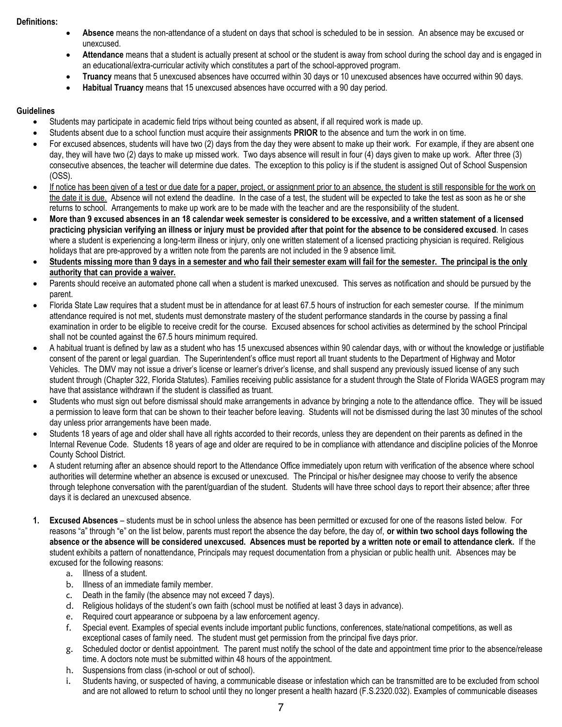**Definitions:**

- **Absence** means the non-attendance of a student on days that school is scheduled to be in session. An absence may be excused or unexcused.
- **Attendance** means that a student is actually present at school or the student is away from school during the school day and is engaged in an educational/extra-curricular activity which constitutes a part of the school-approved program.
- **Truancy** means that 5 unexcused absences have occurred within 30 days or 10 unexcused absences have occurred within 90 days.
- **Habitual Truancy** means that 15 unexcused absences have occurred with a 90 day period.

**Guidelines**

- Students may participate in academic field trips without being counted as absent, if all required work is made up.
- Students absent due to a school function must acquire their assignments **PRIOR** to the absence and turn the work in on time.
- For excused absences, students will have two (2) days from the day they were absent to make up their work. For example, if they are absent one day, they will have two (2) days to make up missed work. Two days absence will result in four (4) days given to make up work. After three (3) consecutive absences, the teacher will determine due dates. The exception to this policy is if the student is assigned Out of School Suspension (OSS).
- <u>If notice has been given of a test or due date for a paper, project, or assignment prior to an absence, the student is still responsible for the work on the date it is due.</u> Absence will not extend the deadline. In the case of a test, the student will be expected to take the test as soon as he or she returns to school. Arrangements to make up work are to be made with the teacher and are the responsibility of the student.
- **More than 9 excused absences in an 18 calendar week semester is considered to be excessive, and a written statement of a licensed practicing physician verifying an illness or injury must be provided after that point for the absence to be considered excused**. In cases where a student is experiencing a long-term illness or injury, only one written statement of a licensed practicing physician is required. Religious holidays that are pre-approved by a written note from the parents are not included in the 9 absence limit.
- <u>**Students missing more than 9 days in a semester and who fail their semester exam will fail for the semester. The principal is the only authority that can provide a waiver.**</u>
- Parents should receive an automated phone call when a student is marked unexcused. This serves as notification and should be pursued by the parent.
- Florida State Law requires that a student must be in attendance for at least 67.5 hours of instruction for each semester course. If the minimum attendance required is not met, students must demonstrate mastery of the student performance standards in the course by passing a final examination in order to be eligible to receive credit for the course. Excused absences for school activities as determined by the school Principal shall not be counted against the 67.5 hours minimum required.
- A habitual truant is defined by law as a student who has 15 unexcused absences within 90 calendar days, with or without the knowledge or justifiable consent of the parent or legal guardian. The Superintendent's office must report all truant students to the Department of Highway and Motor Vehicles. The DMV may not issue a driver's license or learner's driver's license, and shall suspend any previously issued license of any such student through (Chapter 322, Florida Statutes). Families receiving public assistance for a student through the State of Florida WAGES program may have that assistance withdrawn if the student is classified as truant.
- Students who must sign out before dismissal should make arrangements in advance by bringing a note to the attendance office. They will be issued a permission to leave form that can be shown to their teacher before leaving. Students will not be dismissed during the last 30 minutes of the school day unless prior arrangements have been made.
- Students 18 years of age and older shall have all rights accorded to their records, unless they are dependent on their parents as defined in the Internal Revenue Code. Students 18 years of age and older are required to be in compliance with attendance and discipline policies of the Monroe County School District.
- A student returning after an absence should report to the Attendance Office immediately upon return with verification of the absence where school authorities will determine whether an absence is excused or unexcused. The Principal or his/her designee may choose to verify the absence through telephone conversation with the parent/guardian of the student. Students will have three school days to report their absence; after three days it is declared an unexcused absence.

1. **Excused Absences** – students must be in school unless the absence has been permitted or excused for one of the reasons listed below. For reasons "a" through "e" on the list below, parents must report the absence the day before, the day of, **or within two school days following the absence or the absence will be considered unexcused. Absences must be reported by a written note or email to attendance clerk.** If the student exhibits a pattern of nonattendance, Principals may request documentation from a physician or public health unit. Absences may be excused for the following reasons:
   a. Illness of a student.
   b. Illness of an immediate family member.
   c. Death in the family (the absence may not exceed 7 days).
   d. Religious holidays of the student's own faith (school must be notified at least 3 days in advance).
   e. Required court appearance or subpoena by a law enforcement agency.
   f. Special event. Examples of special events include important public functions, conferences, state/national competitions, as well as exceptional cases of family need. The student must get permission from the principal five days prior.
   g. Scheduled doctor or dentist appointment. The parent must notify the school of the date and appointment time prior to the absence/release time. A doctors note must be submitted within 48 hours of the appointment.
   h. Suspensions from class (in-school or out of school).
   i. Students having, or suspected of having, a communicable disease or infestation which can be transmitted are to be excluded from school and are not allowed to return to school until they no longer present a health hazard (F.S.2320.032). Examples of communicable diseases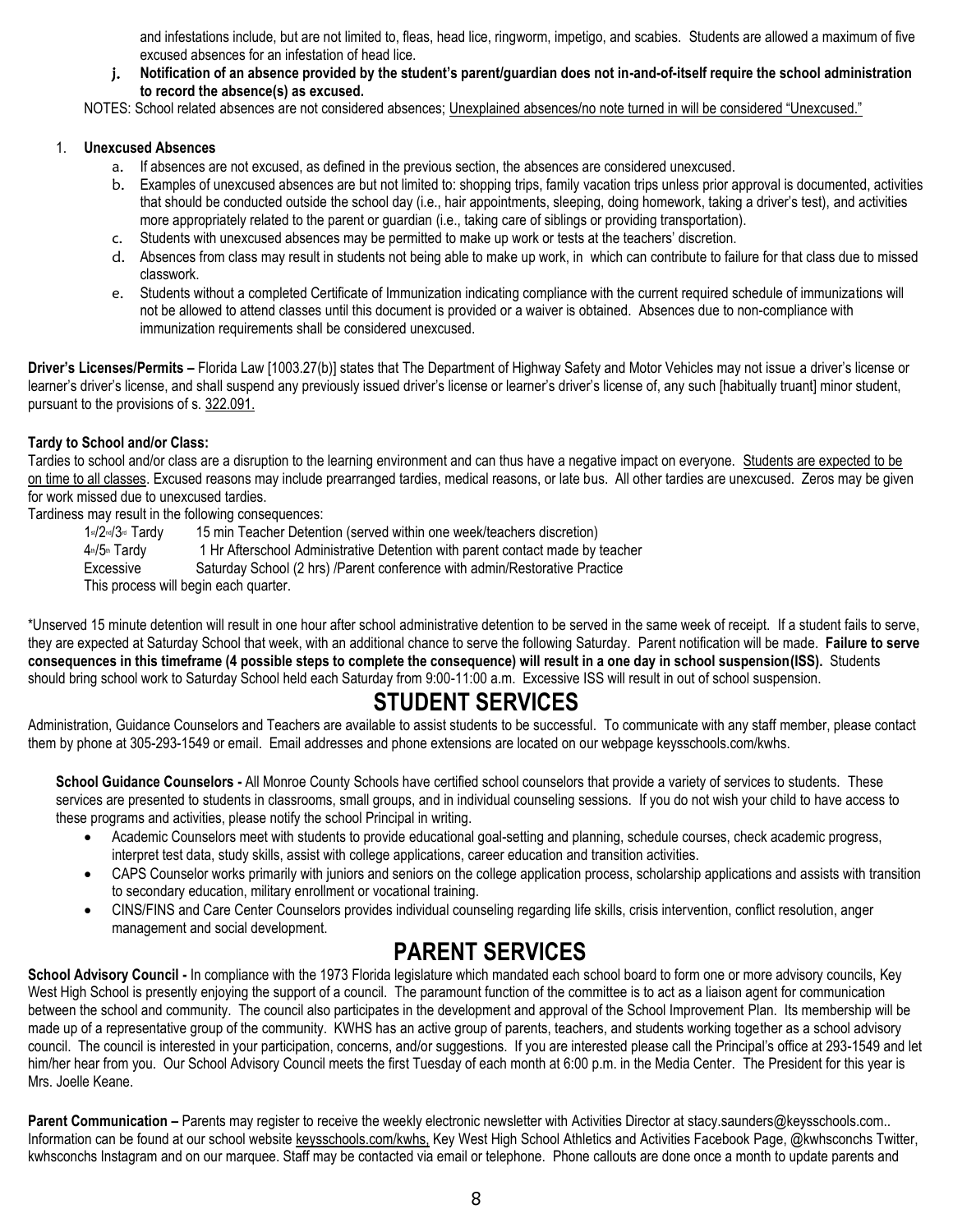and infestations include, but are not limited to, fleas, head lice, ringworm, impetigo, and scabies. Students are allowed a maximum of five excused absences for an infestation of head lice.

j. **Notification of an absence provided by the student's parent/guardian does not in-and-of-itself require the school administration to record the absence(s) as excused.**

NOTES: School related absences are not considered absences; Unexplained absences/no note turned in will be considered "Unexcused."

1. **Unexcused Absences**
   a. If absences are not excused, as defined in the previous section, the absences are considered unexcused.
   b. Examples of unexcused absences are but not limited to: shopping trips, family vacation trips unless prior approval is documented, activities that should be conducted outside the school day (i.e., hair appointments, sleeping, doing homework, taking a driver's test), and activities more appropriately related to the parent or guardian (i.e., taking care of siblings or providing transportation).
   c. Students with unexcused absences may be permitted to make up work or tests at the teachers' discretion.
   d. Absences from class may result in students not being able to make up work, in which can contribute to failure for that class due to missed classwork.
   e. Students without a completed Certificate of Immunization indicating compliance with the current required schedule of immunizations will not be allowed to attend classes until this document is provided or a waiver is obtained. Absences due to non-compliance with immunization requirements shall be considered unexcused.

**Driver's Licenses/Permits –** Florida Law [1003.27(b)] states that The Department of Highway Safety and Motor Vehicles may not issue a driver's license or learner's driver's license, and shall suspend any previously issued driver's license or learner's driver's license of, any such [habitually truant] minor student, pursuant to the provisions of s. 322.091.

**Tardy to School and/or Class:**

Tardies to school and/or class are a disruption to the learning environment and can thus have a negative impact on everyone. Students are expected to be on time to all classes. Excused reasons may include prearranged tardies, medical reasons, or late bus. All other tardies are unexcused. Zeros may be given for work missed due to unexcused tardies.

Tardiness may result in the following consequences:

| | |
|---|---|
| 1st/2nd/3rd Tardy | 15 min Teacher Detention (served within one week/teachers discretion) |
| 4th/5th Tardy | 1 Hr Afterschool Administrative Detention with parent contact made by teacher |
| Excessive | Saturday School (2 hrs) /Parent conference with admin/Restorative Practice |

This process will begin each quarter.

*Unserved 15 minute detention will result in one hour after school administrative detention to be served in the same week of receipt. If a student fails to serve, they are expected at Saturday School that week, with an additional chance to serve the following Saturday. Parent notification will be made. **Failure to serve consequences in this timeframe (4 possible steps to complete the consequence) will result in a one day in school suspension(ISS).** Students should bring school work to Saturday School held each Saturday from 9:00-11:00 a.m. Excessive ISS will result in out of school suspension.

# STUDENT SERVICES

Administration, Guidance Counselors and Teachers are available to assist students to be successful. To communicate with any staff member, please contact them by phone at 305-293-1549 or email. Email addresses and phone extensions are located on our webpage keysschools.com/kwhs.

**School Guidance Counselors -** All Monroe County Schools have certified school counselors that provide a variety of services to students. These services are presented to students in classrooms, small groups, and in individual counseling sessions. If you do not wish your child to have access to these programs and activities, please notify the school Principal in writing.

- Academic Counselors meet with students to provide educational goal-setting and planning, schedule courses, check academic progress, interpret test data, study skills, assist with college applications, career education and transition activities.
- CAPS Counselor works primarily with juniors and seniors on the college application process, scholarship applications and assists with transition to secondary education, military enrollment or vocational training.
- CINS/FINS and Care Center Counselors provides individual counseling regarding life skills, crisis intervention, conflict resolution, anger management and social development.

# PARENT SERVICES

**School Advisory Council -** In compliance with the 1973 Florida legislature which mandated each school board to form one or more advisory councils, Key West High School is presently enjoying the support of a council. The paramount function of the committee is to act as a liaison agent for communication between the school and community. The council also participates in the development and approval of the School Improvement Plan. Its membership will be made up of a representative group of the community. KWHS has an active group of parents, teachers, and students working together as a school advisory council. The council is interested in your participation, concerns, and/or suggestions. If you are interested please call the Principal's office at 293-1549 and let him/her hear from you. Our School Advisory Council meets the first Tuesday of each month at 6:00 p.m. in the Media Center. The President for this year is Mrs. Joelle Keane.

**Parent Communication –** Parents may register to receive the weekly electronic newsletter with Activities Director at stacy.saunders@keysschools.com.. Information can be found at our school website keysschools.com/kwhs, Key West High School Athletics and Activities Facebook Page, @kwhsconchs Twitter, kwhsconchs Instagram and on our marquee. Staff may be contacted via email or telephone. Phone callouts are done once a month to update parents and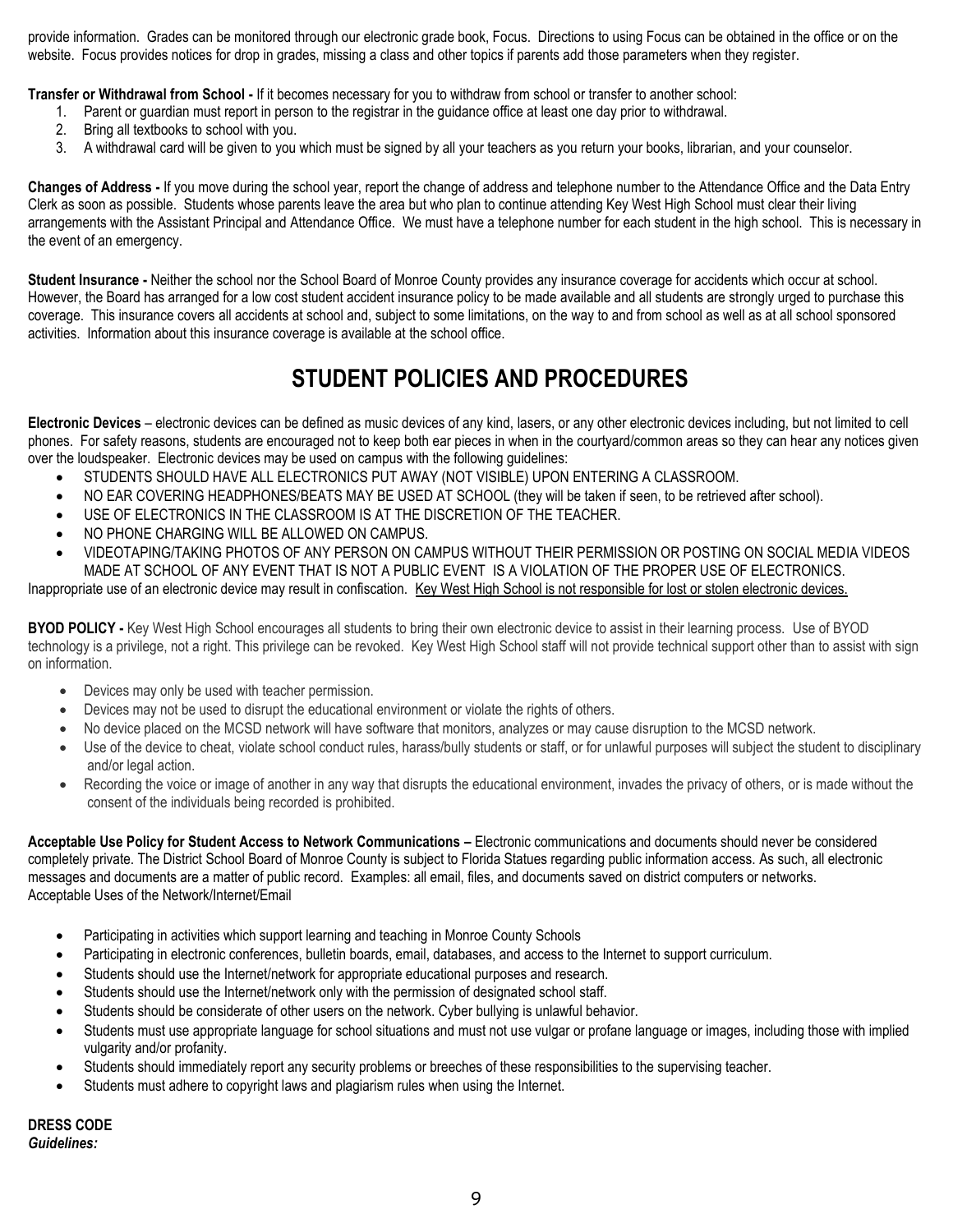provide information. Grades can be monitored through our electronic grade book, Focus. Directions to using Focus can be obtained in the office or on the website. Focus provides notices for drop in grades, missing a class and other topics if parents add those parameters when they register.

**Transfer or Withdrawal from School -** If it becomes necessary for you to withdraw from school or transfer to another school:

1. Parent or guardian must report in person to the registrar in the guidance office at least one day prior to withdrawal.
2. Bring all textbooks to school with you.
3. A withdrawal card will be given to you which must be signed by all your teachers as you return your books, librarian, and your counselor.

**Changes of Address -** If you move during the school year, report the change of address and telephone number to the Attendance Office and the Data Entry Clerk as soon as possible. Students whose parents leave the area but who plan to continue attending Key West High School must clear their living arrangements with the Assistant Principal and Attendance Office. We must have a telephone number for each student in the high school. This is necessary in the event of an emergency.

**Student Insurance -** Neither the school nor the School Board of Monroe County provides any insurance coverage for accidents which occur at school. However, the Board has arranged for a low cost student accident insurance policy to be made available and all students are strongly urged to purchase this coverage. This insurance covers all accidents at school and, subject to some limitations, on the way to and from school as well as at all school sponsored activities. Information about this insurance coverage is available at the school office.

# STUDENT POLICIES AND PROCEDURES

**Electronic Devices** – electronic devices can be defined as music devices of any kind, lasers, or any other electronic devices including, but not limited to cell phones. For safety reasons, students are encouraged not to keep both ear pieces in when in the courtyard/common areas so they can hear any notices given over the loudspeaker. Electronic devices may be used on campus with the following guidelines:

- STUDENTS SHOULD HAVE ALL ELECTRONICS PUT AWAY (NOT VISIBLE) UPON ENTERING A CLASSROOM.
- NO EAR COVERING HEADPHONES/BEATS MAY BE USED AT SCHOOL (they will be taken if seen, to be retrieved after school).
- USE OF ELECTRONICS IN THE CLASSROOM IS AT THE DISCRETION OF THE TEACHER.
- NO PHONE CHARGING WILL BE ALLOWED ON CAMPUS.
- VIDEOTAPING/TAKING PHOTOS OF ANY PERSON ON CAMPUS WITHOUT THEIR PERMISSION OR POSTING ON SOCIAL MEDIA VIDEOS MADE AT SCHOOL OF ANY EVENT THAT IS NOT A PUBLIC EVENT IS A VIOLATION OF THE PROPER USE OF ELECTRONICS.

Inappropriate use of an electronic device may result in confiscation. Key West High School is not responsible for lost or stolen electronic devices.

**BYOD POLICY -** Key West High School encourages all students to bring their own electronic device to assist in their learning process. Use of BYOD technology is a privilege, not a right. This privilege can be revoked. Key West High School staff will not provide technical support other than to assist with sign on information.

- Devices may only be used with teacher permission.
- Devices may not be used to disrupt the educational environment or violate the rights of others.
- No device placed on the MCSD network will have software that monitors, analyzes or may cause disruption to the MCSD network.
- Use of the device to cheat, violate school conduct rules, harass/bully students or staff, or for unlawful purposes will subject the student to disciplinary and/or legal action.
- Recording the voice or image of another in any way that disrupts the educational environment, invades the privacy of others, or is made without the consent of the individuals being recorded is prohibited.

**Acceptable Use Policy for Student Access to Network Communications –** Electronic communications and documents should never be considered completely private. The District School Board of Monroe County is subject to Florida Statues regarding public information access. As such, all electronic messages and documents are a matter of public record. Examples: all email, files, and documents saved on district computers or networks.
Acceptable Uses of the Network/Internet/Email

- Participating in activities which support learning and teaching in Monroe County Schools
- Participating in electronic conferences, bulletin boards, email, databases, and access to the Internet to support curriculum.
- Students should use the Internet/network for appropriate educational purposes and research.
- Students should use the Internet/network only with the permission of designated school staff.
- Students should be considerate of other users on the network. Cyber bullying is unlawful behavior.
- Students must use appropriate language for school situations and must not use vulgar or profane language or images, including those with implied vulgarity and/or profanity.
- Students should immediately report any security problems or breeches of these responsibilities to the supervising teacher.
- Students must adhere to copyright laws and plagiarism rules when using the Internet.

**DRESS CODE**
***Guidelines:***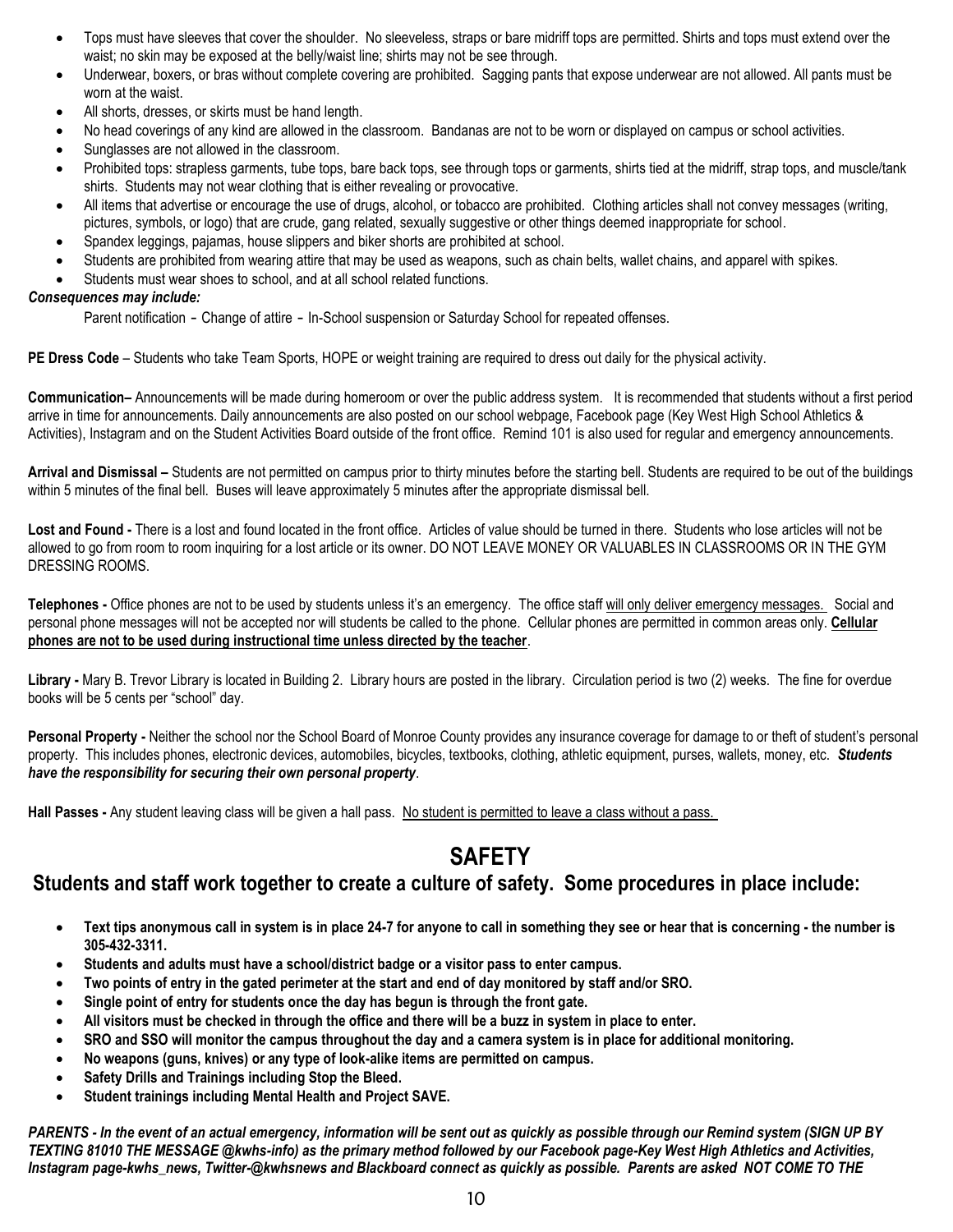- Tops must have sleeves that cover the shoulder. No sleeveless, straps or bare midriff tops are permitted. Shirts and tops must extend over the waist; no skin may be exposed at the belly/waist line; shirts may not be see through.
- Underwear, boxers, or bras without complete covering are prohibited. Sagging pants that expose underwear are not allowed. All pants must be worn at the waist.
- All shorts, dresses, or skirts must be hand length.
- No head coverings of any kind are allowed in the classroom. Bandanas are not to be worn or displayed on campus or school activities.
- Sunglasses are not allowed in the classroom.
- Prohibited tops: strapless garments, tube tops, bare back tops, see through tops or garments, shirts tied at the midriff, strap tops, and muscle/tank shirts. Students may not wear clothing that is either revealing or provocative.
- All items that advertise or encourage the use of drugs, alcohol, or tobacco are prohibited. Clothing articles shall not convey messages (writing, pictures, symbols, or logo) that are crude, gang related, sexually suggestive or other things deemed inappropriate for school.
- Spandex leggings, pajamas, house slippers and biker shorts are prohibited at school.
- Students are prohibited from wearing attire that may be used as weapons, such as chain belts, wallet chains, and apparel with spikes.
- Students must wear shoes to school, and at all school related functions.

***Consequences may include:***

Parent notification - Change of attire - In-School suspension or Saturday School for repeated offenses.

**PE Dress Code** – Students who take Team Sports, HOPE or weight training are required to dress out daily for the physical activity.

**Communication–** Announcements will be made during homeroom or over the public address system. It is recommended that students without a first period arrive in time for announcements. Daily announcements are also posted on our school webpage, Facebook page (Key West High School Athletics & Activities), Instagram and on the Student Activities Board outside of the front office. Remind 101 is also used for regular and emergency announcements.

**Arrival and Dismissal –** Students are not permitted on campus prior to thirty minutes before the starting bell. Students are required to be out of the buildings within 5 minutes of the final bell. Buses will leave approximately 5 minutes after the appropriate dismissal bell.

**Lost and Found -** There is a lost and found located in the front office. Articles of value should be turned in there. Students who lose articles will not be allowed to go from room to room inquiring for a lost article or its owner. DO NOT LEAVE MONEY OR VALUABLES IN CLASSROOMS OR IN THE GYM DRESSING ROOMS.

**Telephones -** Office phones are not to be used by students unless it's an emergency. The office staff will only deliver emergency messages. Social and personal phone messages will not be accepted nor will students be called to the phone. Cellular phones are permitted in common areas only. **Cellular phones are not to be used during instructional time unless directed by the teacher**.

**Library -** Mary B. Trevor Library is located in Building 2. Library hours are posted in the library. Circulation period is two (2) weeks. The fine for overdue books will be 5 cents per "school" day.

**Personal Property -** Neither the school nor the School Board of Monroe County provides any insurance coverage for damage to or theft of student's personal property. This includes phones, electronic devices, automobiles, bicycles, textbooks, clothing, athletic equipment, purses, wallets, money, etc. ***Students have the responsibility for securing their own personal property***.

**Hall Passes -** Any student leaving class will be given a hall pass. No student is permitted to leave a class without a pass.

# SAFETY

## Students and staff work together to create a culture of safety. Some procedures in place include:

- **Text tips anonymous call in system is in place 24-7 for anyone to call in something they see or hear that is concerning - the number is 305-432-3311.**
- **Students and adults must have a school/district badge or a visitor pass to enter campus.**
- **Two points of entry in the gated perimeter at the start and end of day monitored by staff and/or SRO.**
- **Single point of entry for students once the day has begun is through the front gate.**
- **All visitors must be checked in through the office and there will be a buzz in system in place to enter.**
- **SRO and SSO will monitor the campus throughout the day and a camera system is in place for additional monitoring.**
- **No weapons (guns, knives) or any type of look-alike items are permitted on campus.**
- **Safety Drills and Trainings including Stop the Bleed.**
- **Student trainings including Mental Health and Project SAVE.**

***PARENTS - In the event of an actual emergency, information will be sent out as quickly as possible through our Remind system (SIGN UP BY TEXTING 81010 THE MESSAGE @kwhs-info) as the primary method followed by our Facebook page-Key West High Athletics and Activities, Instagram page-kwhs_news, Twitter-@kwhsnews and Blackboard connect as quickly as possible. Parents are asked NOT COME TO THE***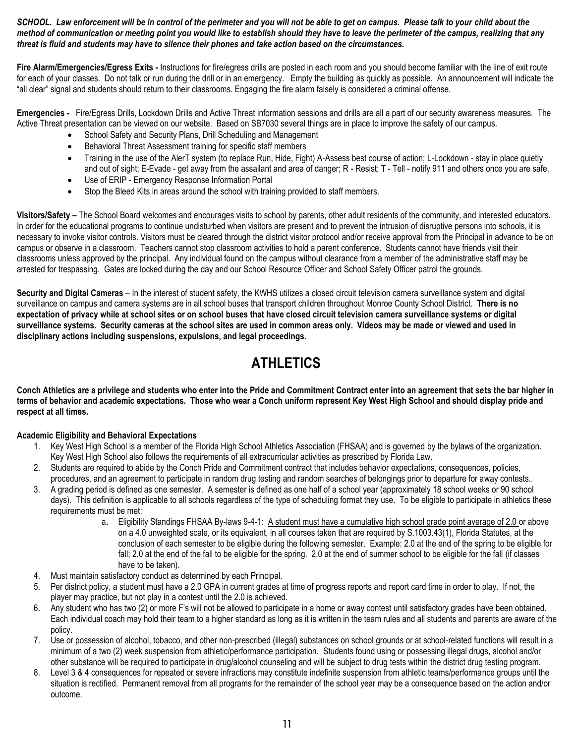***SCHOOL. Law enforcement will be in control of the perimeter and you will not be able to get on campus. Please talk to your child about the method of communication or meeting point you would like to establish should they have to leave the perimeter of the campus, realizing that any threat is fluid and students may have to silence their phones and take action based on the circumstances.***

**Fire Alarm/Emergencies/Egress Exits -** Instructions for fire/egress drills are posted in each room and you should become familiar with the line of exit route for each of your classes. Do not talk or run during the drill or in an emergency. Empty the building as quickly as possible. An announcement will indicate the "all clear" signal and students should return to their classrooms. Engaging the fire alarm falsely is considered a criminal offense.

**Emergencies -** Fire/Egress Drills, Lockdown Drills and Active Threat information sessions and drills are all a part of our security awareness measures. The Active Threat presentation can be viewed on our website. Based on SB7030 several things are in place to improve the safety of our campus.

- School Safety and Security Plans, Drill Scheduling and Management
- Behavioral Threat Assessment training for specific staff members
- Training in the use of the AlerT system (to replace Run, Hide, Fight) A-Assess best course of action; L-Lockdown - stay in place quietly and out of sight; E-Evade - get away from the assailant and area of danger; R - Resist; T - Tell - notify 911 and others once you are safe.
- Use of ERIP - Emergency Response Information Portal
- Stop the Bleed Kits in areas around the school with training provided to staff members.

**Visitors/Safety –** The School Board welcomes and encourages visits to school by parents, other adult residents of the community, and interested educators. In order for the educational programs to continue undisturbed when visitors are present and to prevent the intrusion of disruptive persons into schools, it is necessary to invoke visitor controls. Visitors must be cleared through the district visitor protocol and/or receive approval from the Principal in advance to be on campus or observe in a classroom. Teachers cannot stop classroom activities to hold a parent conference. Students cannot have friends visit their classrooms unless approved by the principal. Any individual found on the campus without clearance from a member of the administrative staff may be arrested for trespassing. Gates are locked during the day and our School Resource Officer and School Safety Officer patrol the grounds.

**Security and Digital Cameras** – In the interest of student safety, the KWHS utilizes a closed circuit television camera surveillance system and digital surveillance on campus and camera systems are in all school buses that transport children throughout Monroe County School District. **There is no expectation of privacy while at school sites or on school buses that have closed circuit television camera surveillance systems or digital surveillance systems. Security cameras at the school sites are used in common areas only. Videos may be made or viewed and used in disciplinary actions including suspensions, expulsions, and legal proceedings.**

# ATHLETICS

**Conch Athletics are a privilege and students who enter into the Pride and Commitment Contract enter into an agreement that sets the bar higher in terms of behavior and academic expectations. Those who wear a Conch uniform represent Key West High School and should display pride and respect at all times.**

**Academic Eligibility and Behavioral Expectations**

1. Key West High School is a member of the Florida High School Athletics Association (FHSAA) and is governed by the bylaws of the organization. Key West High School also follows the requirements of all extracurricular activities as prescribed by Florida Law.
2. Students are required to abide by the Conch Pride and Commitment contract that includes behavior expectations, consequences, policies, procedures, and an agreement to participate in random drug testing and random searches of belongings prior to departure for away contests..
3. A grading period is defined as one semester. A semester is defined as one half of a school year (approximately 18 school weeks or 90 school days). This definition is applicable to all schools regardless of the type of scheduling format they use. To be eligible to participate in athletics these requirements must be met:
    a. Eligibility Standings FHSAA By-laws 9-4-1: <u>A student must have a cumulative high school grade point average of 2.0</u> or above on a 4.0 unweighted scale, or its equivalent, in all courses taken that are required by S.1003.43(1), Florida Statutes, at the conclusion of each semester to be eligible during the following semester. Example: 2.0 at the end of the spring to be eligible for fall; 2.0 at the end of the fall to be eligible for the spring. 2.0 at the end of summer school to be eligible for the fall (if classes have to be taken).
4. Must maintain satisfactory conduct as determined by each Principal.
5. Per district policy, a student must have a 2.0 GPA in current grades at time of progress reports and report card time in order to play. If not, the player may practice, but not play in a contest until the 2.0 is achieved.
6. Any student who has two (2) or more F's will not be allowed to participate in a home or away contest until satisfactory grades have been obtained. Each individual coach may hold their team to a higher standard as long as it is written in the team rules and all students and parents are aware of the policy.
7. Use or possession of alcohol, tobacco, and other non-prescribed (illegal) substances on school grounds or at school-related functions will result in a minimum of a two (2) week suspension from athletic/performance participation. Students found using or possessing illegal drugs, alcohol and/or other substance will be required to participate in drug/alcohol counseling and will be subject to drug tests within the district drug testing program.
8. Level 3 & 4 consequences for repeated or severe infractions may constitute indefinite suspension from athletic teams/performance groups until the situation is rectified. Permanent removal from all programs for the remainder of the school year may be a consequence based on the action and/or outcome.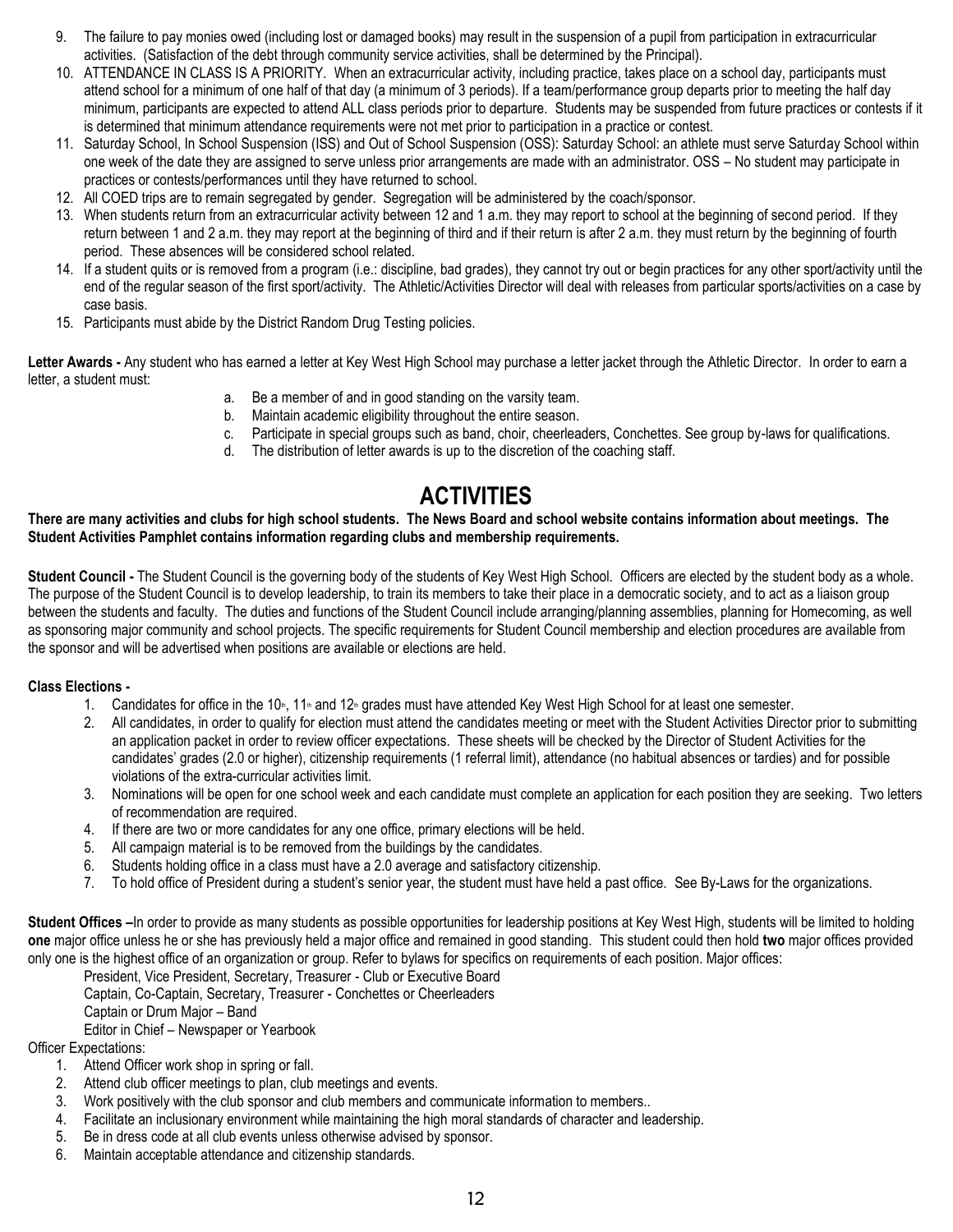9. The failure to pay monies owed (including lost or damaged books) may result in the suspension of a pupil from participation in extracurricular activities. (Satisfaction of the debt through community service activities, shall be determined by the Principal).
10. ATTENDANCE IN CLASS IS A PRIORITY. When an extracurricular activity, including practice, takes place on a school day, participants must attend school for a minimum of one half of that day (a minimum of 3 periods). If a team/performance group departs prior to meeting the half day minimum, participants are expected to attend ALL class periods prior to departure. Students may be suspended from future practices or contests if it is determined that minimum attendance requirements were not met prior to participation in a practice or contest.
11. Saturday School, In School Suspension (ISS) and Out of School Suspension (OSS): Saturday School: an athlete must serve Saturday School within one week of the date they are assigned to serve unless prior arrangements are made with an administrator. OSS – No student may participate in practices or contests/performances until they have returned to school.
12. All COED trips are to remain segregated by gender. Segregation will be administered by the coach/sponsor.
13. When students return from an extracurricular activity between 12 and 1 a.m. they may report to school at the beginning of second period. If they return between 1 and 2 a.m. they may report at the beginning of third and if their return is after 2 a.m. they must return by the beginning of fourth period. These absences will be considered school related.
14. If a student quits or is removed from a program (i.e.: discipline, bad grades), they cannot try out or begin practices for any other sport/activity until the end of the regular season of the first sport/activity. The Athletic/Activities Director will deal with releases from particular sports/activities on a case by case basis.
15. Participants must abide by the District Random Drug Testing policies.

**Letter Awards -** Any student who has earned a letter at Key West High School may purchase a letter jacket through the Athletic Director. In order to earn a letter, a student must:

a. Be a member of and in good standing on the varsity team.
b. Maintain academic eligibility throughout the entire season.
c. Participate in special groups such as band, choir, cheerleaders, Conchettes. See group by-laws for qualifications.
d. The distribution of letter awards is up to the discretion of the coaching staff.

# ACTIVITIES

**There are many activities and clubs for high school students. The News Board and school website contains information about meetings. The Student Activities Pamphlet contains information regarding clubs and membership requirements.**

**Student Council -** The Student Council is the governing body of the students of Key West High School. Officers are elected by the student body as a whole. The purpose of the Student Council is to develop leadership, to train its members to take their place in a democratic society, and to act as a liaison group between the students and faculty. The duties and functions of the Student Council include arranging/planning assemblies, planning for Homecoming, as well as sponsoring major community and school projects. The specific requirements for Student Council membership and election procedures are available from the sponsor and will be advertised when positions are available or elections are held.

**Class Elections -**

1. Candidates for office in the 10th, 11th and 12th grades must have attended Key West High School for at least one semester.
2. All candidates, in order to qualify for election must attend the candidates meeting or meet with the Student Activities Director prior to submitting an application packet in order to review officer expectations. These sheets will be checked by the Director of Student Activities for the candidates' grades (2.0 or higher), citizenship requirements (1 referral limit), attendance (no habitual absences or tardies) and for possible violations of the extra-curricular activities limit.
3. Nominations will be open for one school week and each candidate must complete an application for each position they are seeking. Two letters of recommendation are required.
4. If there are two or more candidates for any one office, primary elections will be held.
5. All campaign material is to be removed from the buildings by the candidates.
6. Students holding office in a class must have a 2.0 average and satisfactory citizenship.
7. To hold office of President during a student's senior year, the student must have held a past office. See By-Laws for the organizations.

**Student Offices –**In order to provide as many students as possible opportunities for leadership positions at Key West High, students will be limited to holding **one** major office unless he or she has previously held a major office and remained in good standing. This student could then hold **two** major offices provided only one is the highest office of an organization or group. Refer to bylaws for specifics on requirements of each position. Major offices:

President, Vice President, Secretary, Treasurer - Club or Executive Board
Captain, Co-Captain, Secretary, Treasurer - Conchettes or Cheerleaders
Captain or Drum Major – Band
Editor in Chief – Newspaper or Yearbook

Officer Expectations:

1. Attend Officer work shop in spring or fall.
2. Attend club officer meetings to plan, club meetings and events.
3. Work positively with the club sponsor and club members and communicate information to members..
4. Facilitate an inclusionary environment while maintaining the high moral standards of character and leadership.
5. Be in dress code at all club events unless otherwise advised by sponsor.
6. Maintain acceptable attendance and citizenship standards.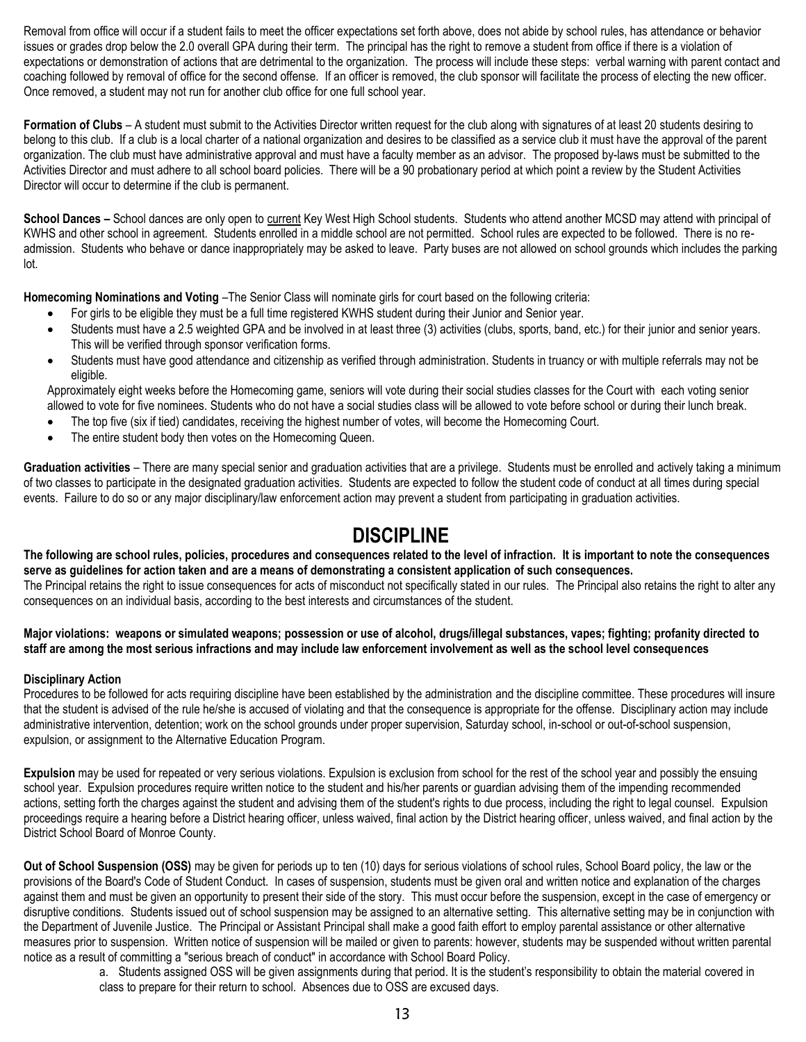Removal from office will occur if a student fails to meet the officer expectations set forth above, does not abide by school rules, has attendance or behavior issues or grades drop below the 2.0 overall GPA during their term. The principal has the right to remove a student from office if there is a violation of expectations or demonstration of actions that are detrimental to the organization. The process will include these steps: verbal warning with parent contact and coaching followed by removal of office for the second offense. If an officer is removed, the club sponsor will facilitate the process of electing the new officer. Once removed, a student may not run for another club office for one full school year.

**Formation of Clubs** – A student must submit to the Activities Director written request for the club along with signatures of at least 20 students desiring to belong to this club. If a club is a local charter of a national organization and desires to be classified as a service club it must have the approval of the parent organization. The club must have administrative approval and must have a faculty member as an advisor. The proposed by-laws must be submitted to the Activities Director and must adhere to all school board policies. There will be a 90 probationary period at which point a review by the Student Activities Director will occur to determine if the club is permanent.

**School Dances –** School dances are only open to <u>current</u> Key West High School students. Students who attend another MCSD may attend with principal of KWHS and other school in agreement. Students enrolled in a middle school are not permitted. School rules are expected to be followed. There is no re-admission. Students who behave or dance inappropriately may be asked to leave. Party buses are not allowed on school grounds which includes the parking lot.

**Homecoming Nominations and Voting** –The Senior Class will nominate girls for court based on the following criteria:

- For girls to be eligible they must be a full time registered KWHS student during their Junior and Senior year.
- Students must have a 2.5 weighted GPA and be involved in at least three (3) activities (clubs, sports, band, etc.) for their junior and senior years. This will be verified through sponsor verification forms.
- Students must have good attendance and citizenship as verified through administration. Students in truancy or with multiple referrals may not be eligible.

Approximately eight weeks before the Homecoming game, seniors will vote during their social studies classes for the Court with each voting senior allowed to vote for five nominees. Students who do not have a social studies class will be allowed to vote before school or during their lunch break.

- The top five (six if tied) candidates, receiving the highest number of votes, will become the Homecoming Court.
- The entire student body then votes on the Homecoming Queen.

**Graduation activities** – There are many special senior and graduation activities that are a privilege. Students must be enrolled and actively taking a minimum of two classes to participate in the designated graduation activities. Students are expected to follow the student code of conduct at all times during special events. Failure to do so or any major disciplinary/law enforcement action may prevent a student from participating in graduation activities.

# DISCIPLINE

**The following are school rules, policies, procedures and consequences related to the level of infraction. It is important to note the consequences serve as guidelines for action taken and are a means of demonstrating a consistent application of such consequences.**

The Principal retains the right to issue consequences for acts of misconduct not specifically stated in our rules. The Principal also retains the right to alter any consequences on an individual basis, according to the best interests and circumstances of the student.

**Major violations: weapons or simulated weapons; possession or use of alcohol, drugs/illegal substances, vapes; fighting; profanity directed to staff are among the most serious infractions and may include law enforcement involvement as well as the school level consequences**

**Disciplinary Action**

Procedures to be followed for acts requiring discipline have been established by the administration and the discipline committee. These procedures will insure that the student is advised of the rule he/she is accused of violating and that the consequence is appropriate for the offense. Disciplinary action may include administrative intervention, detention; work on the school grounds under proper supervision, Saturday school, in-school or out-of-school suspension, expulsion, or assignment to the Alternative Education Program.

**Expulsion** may be used for repeated or very serious violations. Expulsion is exclusion from school for the rest of the school year and possibly the ensuing school year. Expulsion procedures require written notice to the student and his/her parents or guardian advising them of the impending recommended actions, setting forth the charges against the student and advising them of the student's rights to due process, including the right to legal counsel. Expulsion proceedings require a hearing before a District hearing officer, unless waived, final action by the District hearing officer, unless waived, and final action by the District School Board of Monroe County.

**Out of School Suspension (OSS)** may be given for periods up to ten (10) days for serious violations of school rules, School Board policy, the law or the provisions of the Board's Code of Student Conduct. In cases of suspension, students must be given oral and written notice and explanation of the charges against them and must be given an opportunity to present their side of the story. This must occur before the suspension, except in the case of emergency or disruptive conditions. Students issued out of school suspension may be assigned to an alternative setting. This alternative setting may be in conjunction with the Department of Juvenile Justice. The Principal or Assistant Principal shall make a good faith effort to employ parental assistance or other alternative measures prior to suspension. Written notice of suspension will be mailed or given to parents: however, students may be suspended without written parental notice as a result of committing a "serious breach of conduct" in accordance with School Board Policy.

a. Students assigned OSS will be given assignments during that period. It is the student's responsibility to obtain the material covered in class to prepare for their return to school. Absences due to OSS are excused days.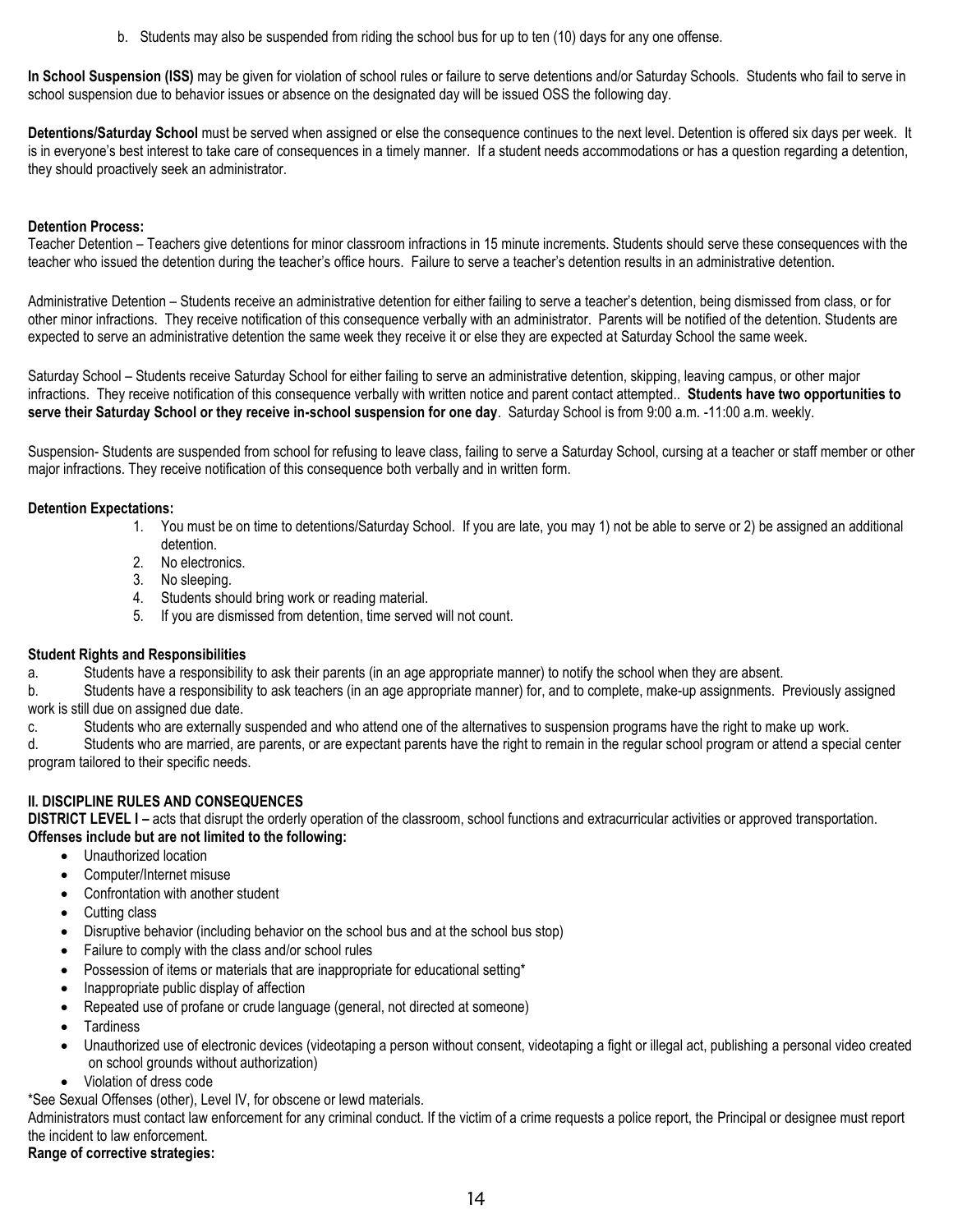b. Students may also be suspended from riding the school bus for up to ten (10) days for any one offense.

**In School Suspension (ISS)** may be given for violation of school rules or failure to serve detentions and/or Saturday Schools. Students who fail to serve in school suspension due to behavior issues or absence on the designated day will be issued OSS the following day.

**Detentions/Saturday School** must be served when assigned or else the consequence continues to the next level. Detention is offered six days per week. It is in everyone's best interest to take care of consequences in a timely manner. If a student needs accommodations or has a question regarding a detention, they should proactively seek an administrator.

**Detention Process:**

Teacher Detention – Teachers give detentions for minor classroom infractions in 15 minute increments. Students should serve these consequences with the teacher who issued the detention during the teacher's office hours. Failure to serve a teacher's detention results in an administrative detention.

Administrative Detention – Students receive an administrative detention for either failing to serve a teacher's detention, being dismissed from class, or for other minor infractions. They receive notification of this consequence verbally with an administrator. Parents will be notified of the detention. Students are expected to serve an administrative detention the same week they receive it or else they are expected at Saturday School the same week.

Saturday School – Students receive Saturday School for either failing to serve an administrative detention, skipping, leaving campus, or other major infractions. They receive notification of this consequence verbally with written notice and parent contact attempted.. **Students have two opportunities to serve their Saturday School or they receive in-school suspension for one day**. Saturday School is from 9:00 a.m. -11:00 a.m. weekly.

Suspension- Students are suspended from school for refusing to leave class, failing to serve a Saturday School, cursing at a teacher or staff member or other major infractions. They receive notification of this consequence both verbally and in written form.

**Detention Expectations:**

1. You must be on time to detentions/Saturday School. If you are late, you may 1) not be able to serve or 2) be assigned an additional detention.
2. No electronics.
3. No sleeping.
4. Students should bring work or reading material.
5. If you are dismissed from detention, time served will not count.

**Student Rights and Responsibilities**

a. Students have a responsibility to ask their parents (in an age appropriate manner) to notify the school when they are absent.

b. Students have a responsibility to ask teachers (in an age appropriate manner) for, and to complete, make-up assignments. Previously assigned work is still due on assigned due date.

c. Students who are externally suspended and who attend one of the alternatives to suspension programs have the right to make up work.

d. Students who are married, are parents, or are expectant parents have the right to remain in the regular school program or attend a special center program tailored to their specific needs.

**II. DISCIPLINE RULES AND CONSEQUENCES**

**DISTRICT LEVEL I –** acts that disrupt the orderly operation of the classroom, school functions and extracurricular activities or approved transportation.
**Offenses include but are not limited to the following:**

- Unauthorized location
- Computer/Internet misuse
- Confrontation with another student
- Cutting class
- Disruptive behavior (including behavior on the school bus and at the school bus stop)
- Failure to comply with the class and/or school rules
- Possession of items or materials that are inappropriate for educational setting*
- Inappropriate public display of affection
- Repeated use of profane or crude language (general, not directed at someone)
- Tardiness
- Unauthorized use of electronic devices (videotaping a person without consent, videotaping a fight or illegal act, publishing a personal video created on school grounds without authorization)
- Violation of dress code

*See Sexual Offenses (other), Level IV, for obscene or lewd materials.

Administrators must contact law enforcement for any criminal conduct. If the victim of a crime requests a police report, the Principal or designee must report the incident to law enforcement.

**Range of corrective strategies:**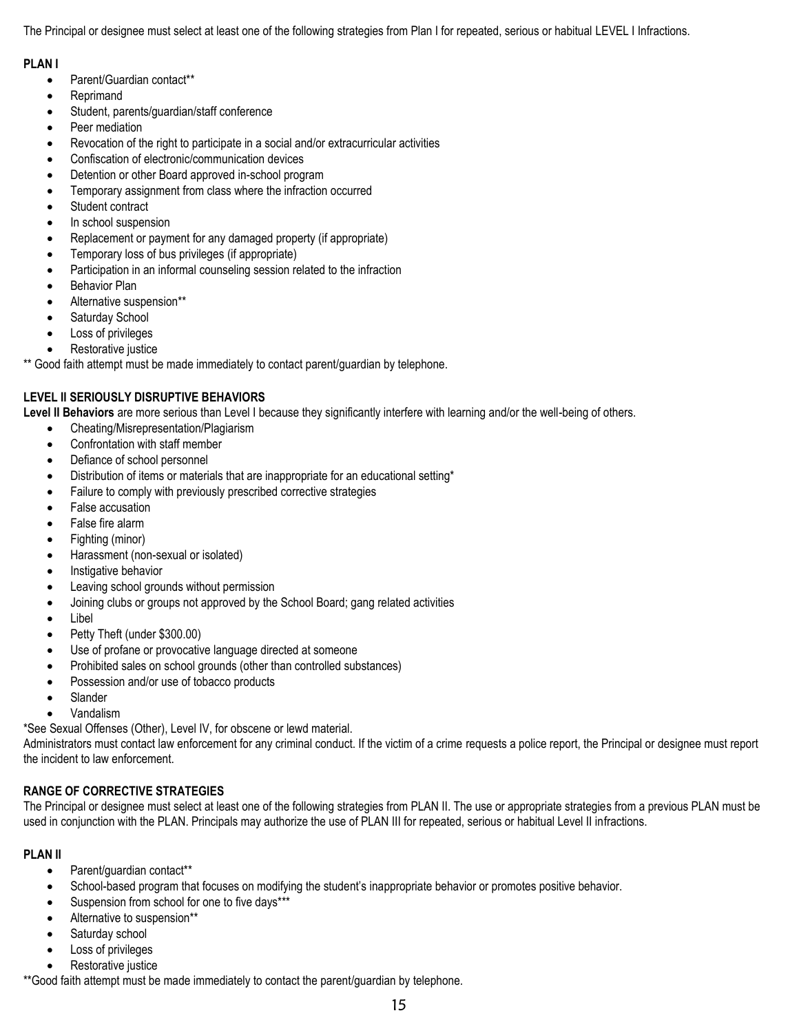The Principal or designee must select at least one of the following strategies from Plan I for repeated, serious or habitual LEVEL I Infractions.

**PLAN I**

- Parent/Guardian contact**
- Reprimand
- Student, parents/guardian/staff conference
- Peer mediation
- Revocation of the right to participate in a social and/or extracurricular activities
- Confiscation of electronic/communication devices
- Detention or other Board approved in-school program
- Temporary assignment from class where the infraction occurred
- Student contract
- In school suspension
- Replacement or payment for any damaged property (if appropriate)
- Temporary loss of bus privileges (if appropriate)
- Participation in an informal counseling session related to the infraction
- Behavior Plan
- Alternative suspension**
- Saturday School
- Loss of privileges
- Restorative justice

** Good faith attempt must be made immediately to contact parent/guardian by telephone.

**LEVEL II SERIOUSLY DISRUPTIVE BEHAVIORS**

**Level II Behaviors** are more serious than Level I because they significantly interfere with learning and/or the well-being of others.

- Cheating/Misrepresentation/Plagiarism
- Confrontation with staff member
- Defiance of school personnel
- Distribution of items or materials that are inappropriate for an educational setting*
- Failure to comply with previously prescribed corrective strategies
- False accusation
- False fire alarm
- Fighting (minor)
- Harassment (non-sexual or isolated)
- Instigative behavior
- Leaving school grounds without permission
- Joining clubs or groups not approved by the School Board; gang related activities
- Libel
- Petty Theft (under $300.00)
- Use of profane or provocative language directed at someone
- Prohibited sales on school grounds (other than controlled substances)
- Possession and/or use of tobacco products
- Slander
- Vandalism

*See Sexual Offenses (Other), Level IV, for obscene or lewd material.

Administrators must contact law enforcement for any criminal conduct. If the victim of a crime requests a police report, the Principal or designee must report the incident to law enforcement.

**RANGE OF CORRECTIVE STRATEGIES**

The Principal or designee must select at least one of the following strategies from PLAN II. The use or appropriate strategies from a previous PLAN must be used in conjunction with the PLAN. Principals may authorize the use of PLAN III for repeated, serious or habitual Level II infractions.

**PLAN II**

- Parent/guardian contact**
- School-based program that focuses on modifying the student's inappropriate behavior or promotes positive behavior.
- Suspension from school for one to five days***
- Alternative to suspension**
- Saturday school
- Loss of privileges
- Restorative justice

**Good faith attempt must be made immediately to contact the parent/guardian by telephone.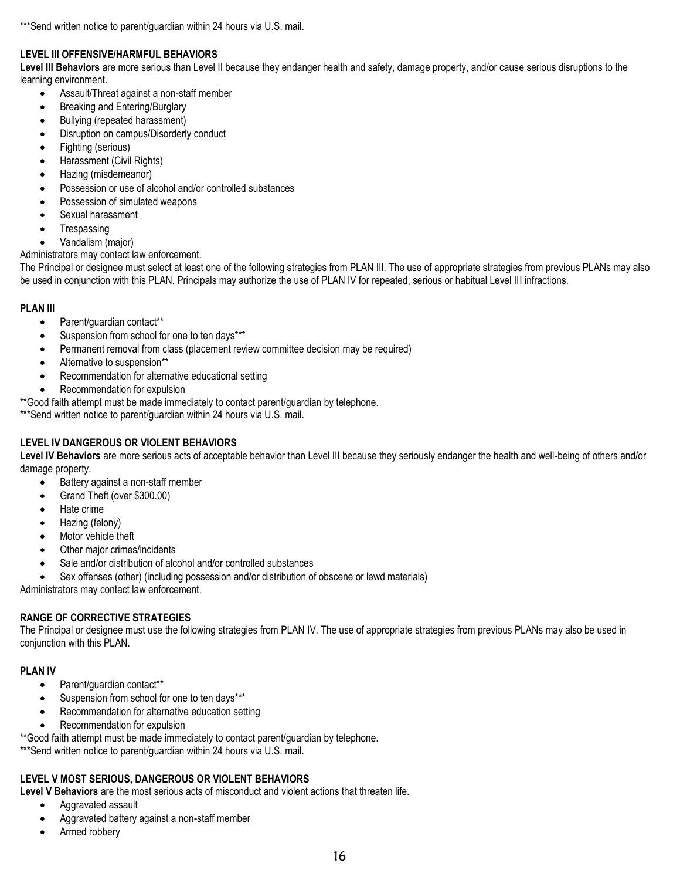***Send written notice to parent/guardian within 24 hours via U.S. mail.

### LEVEL III OFFENSIVE/HARMFUL BEHAVIORS

**Level III Behaviors** are more serious than Level II because they endanger health and safety, damage property, and/or cause serious disruptions to the learning environment.

- Assault/Threat against a non-staff member
- Breaking and Entering/Burglary
- Bullying (repeated harassment)
- Disruption on campus/Disorderly conduct
- Fighting (serious)
- Harassment (Civil Rights)
- Hazing (misdemeanor)
- Possession or use of alcohol and/or controlled substances
- Possession of simulated weapons
- Sexual harassment
- Trespassing
- Vandalism (major)

Administrators may contact law enforcement.

The Principal or designee must select at least one of the following strategies from PLAN III. The use of appropriate strategies from previous PLANs may also be used in conjunction with this PLAN. Principals may authorize the use of PLAN IV for repeated, serious or habitual Level III infractions.

### PLAN III

- Parent/guardian contact**
- Suspension from school for one to ten days***
- Permanent removal from class (placement review committee decision may be required)
- Alternative to suspension**
- Recommendation for alternative educational setting
- Recommendation for expulsion

**Good faith attempt must be made immediately to contact parent/guardian by telephone.

***Send written notice to parent/guardian within 24 hours via U.S. mail.

### LEVEL IV DANGEROUS OR VIOLENT BEHAVIORS

**Level IV Behaviors** are more serious acts of acceptable behavior than Level III because they seriously endanger the health and well-being of others and/or damage property.

- Battery against a non-staff member
- Grand Theft (over $300.00)
- Hate crime
- Hazing (felony)
- Motor vehicle theft
- Other major crimes/incidents
- Sale and/or distribution of alcohol and/or controlled substances
- Sex offenses (other) (including possession and/or distribution of obscene or lewd materials)

Administrators may contact law enforcement.

### RANGE OF CORRECTIVE STRATEGIES

The Principal or designee must use the following strategies from PLAN IV. The use of appropriate strategies from previous PLANs may also be used in conjunction with this PLAN.

### PLAN IV

- Parent/guardian contact**
- Suspension from school for one to ten days***
- Recommendation for alternative education setting
- Recommendation for expulsion

**Good faith attempt must be made immediately to contact parent/guardian by telephone.

***Send written notice to parent/guardian within 24 hours via U.S. mail.

### LEVEL V MOST SERIOUS, DANGEROUS OR VIOLENT BEHAVIORS

**Level V Behaviors** are the most serious acts of misconduct and violent actions that threaten life.

- Aggravated assault
- Aggravated battery against a non-staff member
- Armed robbery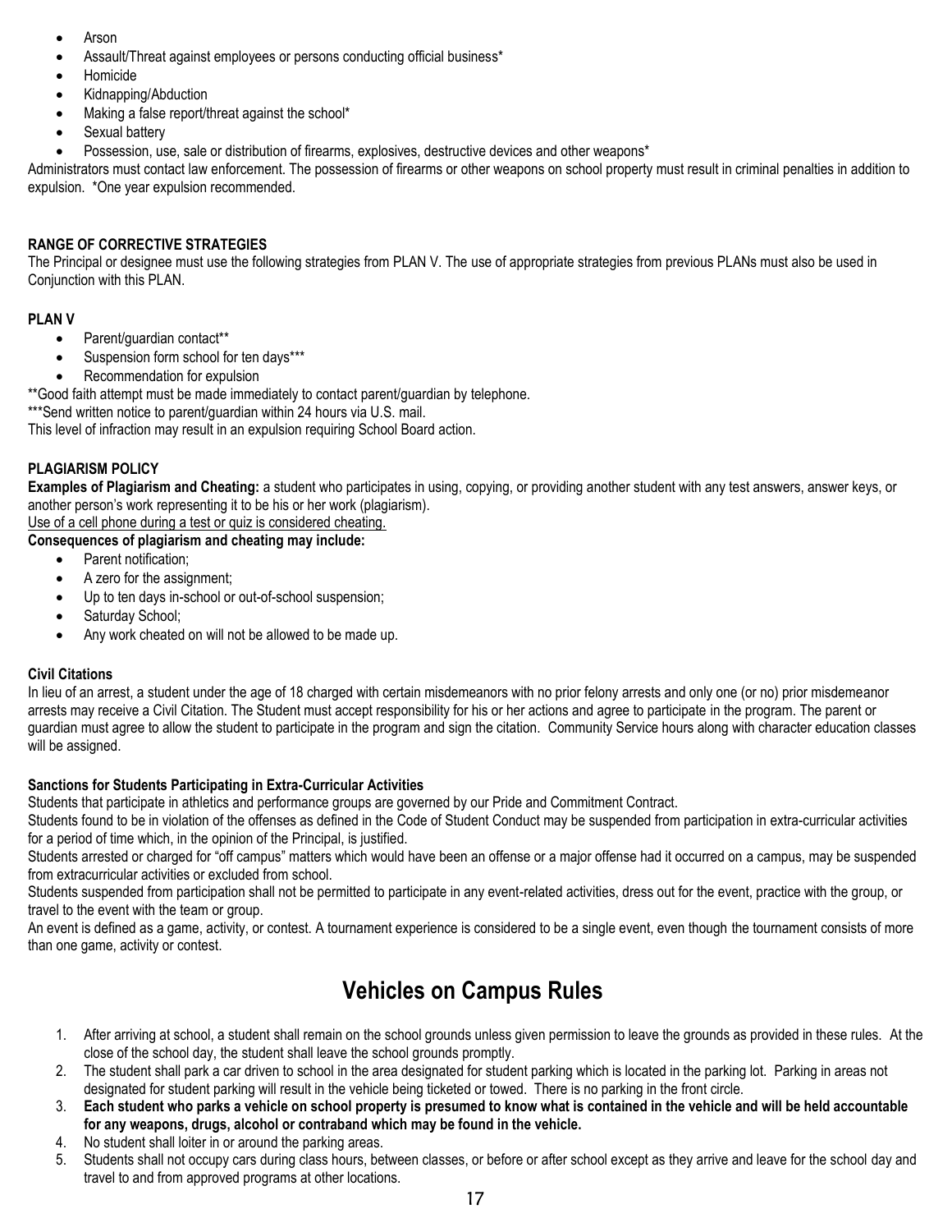- Arson
- Assault/Threat against employees or persons conducting official business*
- Homicide
- Kidnapping/Abduction
- Making a false report/threat against the school*
- Sexual battery
- Possession, use, sale or distribution of firearms, explosives, destructive devices and other weapons*

Administrators must contact law enforcement. The possession of firearms or other weapons on school property must result in criminal penalties in addition to expulsion. *One year expulsion recommended.

**RANGE OF CORRECTIVE STRATEGIES**

The Principal or designee must use the following strategies from PLAN V. The use of appropriate strategies from previous PLANs must also be used in Conjunction with this PLAN.

**PLAN V**

- Parent/guardian contact**
- Suspension form school for ten days***
- Recommendation for expulsion

**Good faith attempt must be made immediately to contact parent/guardian by telephone.

***Send written notice to parent/guardian within 24 hours via U.S. mail.

This level of infraction may result in an expulsion requiring School Board action.

**PLAGIARISM POLICY**

**Examples of Plagiarism and Cheating:** a student who participates in using, copying, or providing another student with any test answers, answer keys, or another person's work representing it to be his or her work (plagiarism).

<u>Use of a cell phone during a test or quiz is considered cheating.</u>

**Consequences of plagiarism and cheating may include:**

- Parent notification;
- A zero for the assignment;
- Up to ten days in-school or out-of-school suspension;
- Saturday School;
- Any work cheated on will not be allowed to be made up.

**Civil Citations**

In lieu of an arrest, a student under the age of 18 charged with certain misdemeanors with no prior felony arrests and only one (or no) prior misdemeanor arrests may receive a Civil Citation. The Student must accept responsibility for his or her actions and agree to participate in the program. The parent or guardian must agree to allow the student to participate in the program and sign the citation. Community Service hours along with character education classes will be assigned.

**Sanctions for Students Participating in Extra-Curricular Activities**

Students that participate in athletics and performance groups are governed by our Pride and Commitment Contract.

Students found to be in violation of the offenses as defined in the Code of Student Conduct may be suspended from participation in extra-curricular activities for a period of time which, in the opinion of the Principal, is justified.

Students arrested or charged for "off campus" matters which would have been an offense or a major offense had it occurred on a campus, may be suspended from extracurricular activities or excluded from school.

Students suspended from participation shall not be permitted to participate in any event-related activities, dress out for the event, practice with the group, or travel to the event with the team or group.

An event is defined as a game, activity, or contest. A tournament experience is considered to be a single event, even though the tournament consists of more than one game, activity or contest.

# Vehicles on Campus Rules

1. After arriving at school, a student shall remain on the school grounds unless given permission to leave the grounds as provided in these rules. At the close of the school day, the student shall leave the school grounds promptly.
2. The student shall park a car driven to school in the area designated for student parking which is located in the parking lot. Parking in areas not designated for student parking will result in the vehicle being ticketed or towed. There is no parking in the front circle.
3. **Each student who parks a vehicle on school property is presumed to know what is contained in the vehicle and will be held accountable for any weapons, drugs, alcohol or contraband which may be found in the vehicle.**
4. No student shall loiter in or around the parking areas.
5. Students shall not occupy cars during class hours, between classes, or before or after school except as they arrive and leave for the school day and travel to and from approved programs at other locations.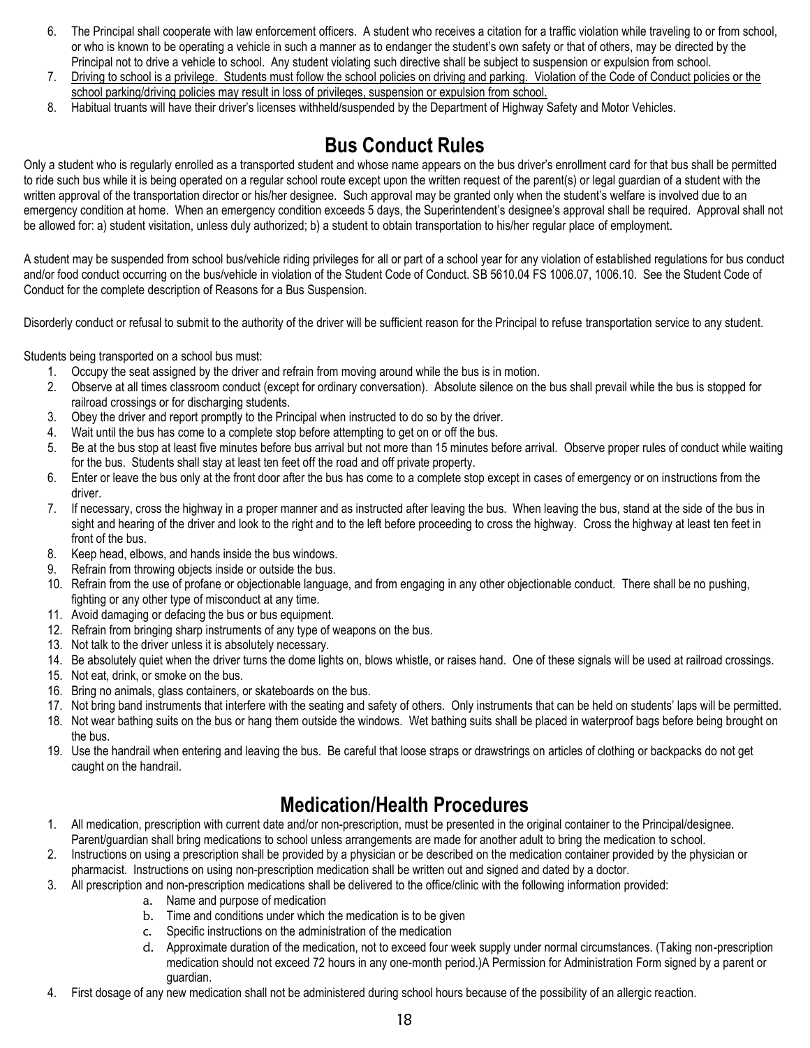6. The Principal shall cooperate with law enforcement officers. A student who receives a citation for a traffic violation while traveling to or from school, or who is known to be operating a vehicle in such a manner as to endanger the student's own safety or that of others, may be directed by the Principal not to drive a vehicle to school. Any student violating such directive shall be subject to suspension or expulsion from school.
7. <u>Driving to school is a privilege. Students must follow the school policies on driving and parking. Violation of the Code of Conduct policies or the school parking/driving policies may result in loss of privileges, suspension or expulsion from school.</u>
8. Habitual truants will have their driver's licenses withheld/suspended by the Department of Highway Safety and Motor Vehicles.

## Bus Conduct Rules

Only a student who is regularly enrolled as a transported student and whose name appears on the bus driver's enrollment card for that bus shall be permitted to ride such bus while it is being operated on a regular school route except upon the written request of the parent(s) or legal guardian of a student with the written approval of the transportation director or his/her designee. Such approval may be granted only when the student's welfare is involved due to an emergency condition at home. When an emergency condition exceeds 5 days, the Superintendent's designee's approval shall be required. Approval shall not be allowed for: a) student visitation, unless duly authorized; b) a student to obtain transportation to his/her regular place of employment.

A student may be suspended from school bus/vehicle riding privileges for all or part of a school year for any violation of established regulations for bus conduct and/or food conduct occurring on the bus/vehicle in violation of the Student Code of Conduct. SB 5610.04 FS 1006.07, 1006.10. See the Student Code of Conduct for the complete description of Reasons for a Bus Suspension.

Disorderly conduct or refusal to submit to the authority of the driver will be sufficient reason for the Principal to refuse transportation service to any student.

Students being transported on a school bus must:

1. Occupy the seat assigned by the driver and refrain from moving around while the bus is in motion.
2. Observe at all times classroom conduct (except for ordinary conversation). Absolute silence on the bus shall prevail while the bus is stopped for railroad crossings or for discharging students.
3. Obey the driver and report promptly to the Principal when instructed to do so by the driver.
4. Wait until the bus has come to a complete stop before attempting to get on or off the bus.
5. Be at the bus stop at least five minutes before bus arrival but not more than 15 minutes before arrival. Observe proper rules of conduct while waiting for the bus. Students shall stay at least ten feet off the road and off private property.
6. Enter or leave the bus only at the front door after the bus has come to a complete stop except in cases of emergency or on instructions from the driver.
7. If necessary, cross the highway in a proper manner and as instructed after leaving the bus. When leaving the bus, stand at the side of the bus in sight and hearing of the driver and look to the right and to the left before proceeding to cross the highway. Cross the highway at least ten feet in front of the bus.
8. Keep head, elbows, and hands inside the bus windows.
9. Refrain from throwing objects inside or outside the bus.
10. Refrain from the use of profane or objectionable language, and from engaging in any other objectionable conduct. There shall be no pushing, fighting or any other type of misconduct at any time.
11. Avoid damaging or defacing the bus or bus equipment.
12. Refrain from bringing sharp instruments of any type of weapons on the bus.
13. Not talk to the driver unless it is absolutely necessary.
14. Be absolutely quiet when the driver turns the dome lights on, blows whistle, or raises hand. One of these signals will be used at railroad crossings.
15. Not eat, drink, or smoke on the bus.
16. Bring no animals, glass containers, or skateboards on the bus.
17. Not bring band instruments that interfere with the seating and safety of others. Only instruments that can be held on students' laps will be permitted.
18. Not wear bathing suits on the bus or hang them outside the windows. Wet bathing suits shall be placed in waterproof bags before being brought on the bus.
19. Use the handrail when entering and leaving the bus. Be careful that loose straps or drawstrings on articles of clothing or backpacks do not get caught on the handrail.

## Medication/Health Procedures

1. All medication, prescription with current date and/or non-prescription, must be presented in the original container to the Principal/designee. Parent/guardian shall bring medications to school unless arrangements are made for another adult to bring the medication to school.
2. Instructions on using a prescription shall be provided by a physician or be described on the medication container provided by the physician or pharmacist. Instructions on using non-prescription medication shall be written out and signed and dated by a doctor.
3. All prescription and non-prescription medications shall be delivered to the office/clinic with the following information provided:
   a. Name and purpose of medication
   b. Time and conditions under which the medication is to be given
   c. Specific instructions on the administration of the medication
   d. Approximate duration of the medication, not to exceed four week supply under normal circumstances. (Taking non-prescription medication should not exceed 72 hours in any one-month period.)A Permission for Administration Form signed by a parent or guardian.
4. First dosage of any new medication shall not be administered during school hours because of the possibility of an allergic reaction.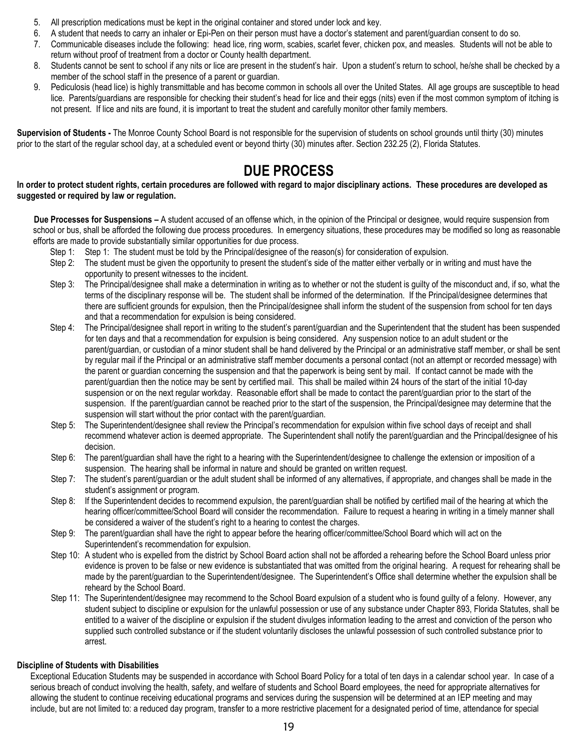5. All prescription medications must be kept in the original container and stored under lock and key.
6. A student that needs to carry an inhaler or Epi-Pen on their person must have a doctor's statement and parent/guardian consent to do so.
7. Communicable diseases include the following: head lice, ring worm, scabies, scarlet fever, chicken pox, and measles. Students will not be able to return without proof of treatment from a doctor or County health department.
8. Students cannot be sent to school if any nits or lice are present in the student's hair. Upon a student's return to school, he/she shall be checked by a member of the school staff in the presence of a parent or guardian.
9. Pediculosis (head lice) is highly transmittable and has become common in schools all over the United States. All age groups are susceptible to head lice. Parents/guardians are responsible for checking their student's head for lice and their eggs (nits) even if the most common symptom of itching is not present. If lice and nits are found, it is important to treat the student and carefully monitor other family members.

**Supervision of Students -** The Monroe County School Board is not responsible for the supervision of students on school grounds until thirty (30) minutes prior to the start of the regular school day, at a scheduled event or beyond thirty (30) minutes after. Section 232.25 (2), Florida Statutes.

# DUE PROCESS

**In order to protect student rights, certain procedures are followed with regard to major disciplinary actions. These procedures are developed as suggested or required by law or regulation.**

**Due Processes for Suspensions –** A student accused of an offense which, in the opinion of the Principal or designee, would require suspension from school or bus, shall be afforded the following due process procedures. In emergency situations, these procedures may be modified so long as reasonable efforts are made to provide substantially similar opportunities for due process.

Step 1: Step 1: The student must be told by the Principal/designee of the reason(s) for consideration of expulsion.

Step 2: The student must be given the opportunity to present the student's side of the matter either verbally or in writing and must have the opportunity to present witnesses to the incident.

Step 3: The Principal/designee shall make a determination in writing as to whether or not the student is guilty of the misconduct and, if so, what the terms of the disciplinary response will be. The student shall be informed of the determination. If the Principal/designee determines that there are sufficient grounds for expulsion, then the Principal/designee shall inform the student of the suspension from school for ten days and that a recommendation for expulsion is being considered.

Step 4: The Principal/designee shall report in writing to the student's parent/guardian and the Superintendent that the student has been suspended for ten days and that a recommendation for expulsion is being considered. Any suspension notice to an adult student or the parent/guardian, or custodian of a minor student shall be hand delivered by the Principal or an administrative staff member, or shall be sent by regular mail if the Principal or an administrative staff member documents a personal contact (not an attempt or recorded message) with the parent or guardian concerning the suspension and that the paperwork is being sent by mail. If contact cannot be made with the parent/guardian then the notice may be sent by certified mail. This shall be mailed within 24 hours of the start of the initial 10-day suspension or on the next regular workday. Reasonable effort shall be made to contact the parent/guardian prior to the start of the suspension. If the parent/guardian cannot be reached prior to the start of the suspension, the Principal/designee may determine that the suspension will start without the prior contact with the parent/guardian.

Step 5: The Superintendent/designee shall review the Principal's recommendation for expulsion within five school days of receipt and shall recommend whatever action is deemed appropriate. The Superintendent shall notify the parent/guardian and the Principal/designee of his decision.

Step 6: The parent/guardian shall have the right to a hearing with the Superintendent/designee to challenge the extension or imposition of a suspension. The hearing shall be informal in nature and should be granted on written request.

Step 7: The student's parent/guardian or the adult student shall be informed of any alternatives, if appropriate, and changes shall be made in the student's assignment or program.

Step 8: If the Superintendent decides to recommend expulsion, the parent/guardian shall be notified by certified mail of the hearing at which the hearing officer/committee/School Board will consider the recommendation. Failure to request a hearing in writing in a timely manner shall be considered a waiver of the student's right to a hearing to contest the charges.

Step 9: The parent/guardian shall have the right to appear before the hearing officer/committee/School Board which will act on the Superintendent's recommendation for expulsion.

Step 10: A student who is expelled from the district by School Board action shall not be afforded a rehearing before the School Board unless prior evidence is proven to be false or new evidence is substantiated that was omitted from the original hearing. A request for rehearing shall be made by the parent/guardian to the Superintendent/designee. The Superintendent's Office shall determine whether the expulsion shall be reheard by the School Board.

Step 11: The Superintendent/designee may recommend to the School Board expulsion of a student who is found guilty of a felony. However, any student subject to discipline or expulsion for the unlawful possession or use of any substance under Chapter 893, Florida Statutes, shall be entitled to a waiver of the discipline or expulsion if the student divulges information leading to the arrest and conviction of the person who supplied such controlled substance or if the student voluntarily discloses the unlawful possession of such controlled substance prior to arrest.

**Discipline of Students with Disabilities**

Exceptional Education Students may be suspended in accordance with School Board Policy for a total of ten days in a calendar school year. In case of a serious breach of conduct involving the health, safety, and welfare of students and School Board employees, the need for appropriate alternatives for allowing the student to continue receiving educational programs and services during the suspension will be determined at an IEP meeting and may include, but are not limited to: a reduced day program, transfer to a more restrictive placement for a designated period of time, attendance for special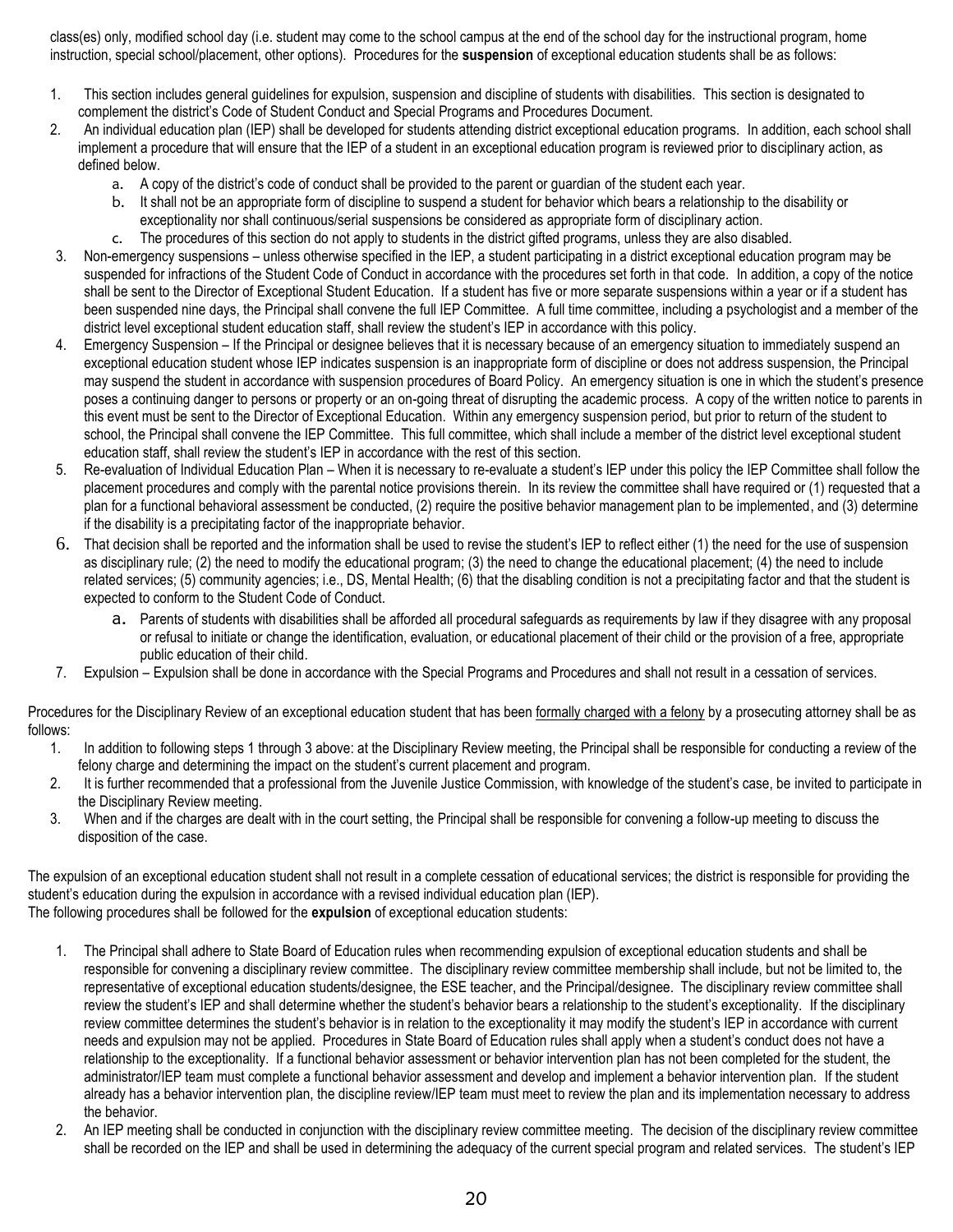class(es) only, modified school day (i.e. student may come to the school campus at the end of the school day for the instructional program, home instruction, special school/placement, other options). Procedures for the **suspension** of exceptional education students shall be as follows:

1. This section includes general guidelines for expulsion, suspension and discipline of students with disabilities. This section is designated to complement the district's Code of Student Conduct and Special Programs and Procedures Document.
2. An individual education plan (IEP) shall be developed for students attending district exceptional education programs. In addition, each school shall implement a procedure that will ensure that the IEP of a student in an exceptional education program is reviewed prior to disciplinary action, as defined below.
   a. A copy of the district's code of conduct shall be provided to the parent or guardian of the student each year.
   b. It shall not be an appropriate form of discipline to suspend a student for behavior which bears a relationship to the disability or exceptionality nor shall continuous/serial suspensions be considered as appropriate form of disciplinary action.
   c. The procedures of this section do not apply to students in the district gifted programs, unless they are also disabled.
3. Non-emergency suspensions – unless otherwise specified in the IEP, a student participating in a district exceptional education program may be suspended for infractions of the Student Code of Conduct in accordance with the procedures set forth in that code. In addition, a copy of the notice shall be sent to the Director of Exceptional Student Education. If a student has five or more separate suspensions within a year or if a student has been suspended nine days, the Principal shall convene the full IEP Committee. A full time committee, including a psychologist and a member of the district level exceptional student education staff, shall review the student's IEP in accordance with this policy.
4. Emergency Suspension – If the Principal or designee believes that it is necessary because of an emergency situation to immediately suspend an exceptional education student whose IEP indicates suspension is an inappropriate form of discipline or does not address suspension, the Principal may suspend the student in accordance with suspension procedures of Board Policy. An emergency situation is one in which the student's presence poses a continuing danger to persons or property or an on-going threat of disrupting the academic process. A copy of the written notice to parents in this event must be sent to the Director of Exceptional Education. Within any emergency suspension period, but prior to return of the student to school, the Principal shall convene the IEP Committee. This full committee, which shall include a member of the district level exceptional student education staff, shall review the student's IEP in accordance with the rest of this section.
5. Re-evaluation of Individual Education Plan – When it is necessary to re-evaluate a student's IEP under this policy the IEP Committee shall follow the placement procedures and comply with the parental notice provisions therein. In its review the committee shall have required or (1) requested that a plan for a functional behavioral assessment be conducted, (2) require the positive behavior management plan to be implemented, and (3) determine if the disability is a precipitating factor of the inappropriate behavior.
6. That decision shall be reported and the information shall be used to revise the student's IEP to reflect either (1) the need for the use of suspension as disciplinary rule; (2) the need to modify the educational program; (3) the need to change the educational placement; (4) the need to include related services; (5) community agencies; i.e., DS, Mental Health; (6) that the disabling condition is not a precipitating factor and that the student is expected to conform to the Student Code of Conduct.
   a. Parents of students with disabilities shall be afforded all procedural safeguards as requirements by law if they disagree with any proposal or refusal to initiate or change the identification, evaluation, or educational placement of their child or the provision of a free, appropriate public education of their child.
7. Expulsion – Expulsion shall be done in accordance with the Special Programs and Procedures and shall not result in a cessation of services.

Procedures for the Disciplinary Review of an exceptional education student that has been formally charged with a felony by a prosecuting attorney shall be as follows:

1. In addition to following steps 1 through 3 above: at the Disciplinary Review meeting, the Principal shall be responsible for conducting a review of the felony charge and determining the impact on the student's current placement and program.
2. It is further recommended that a professional from the Juvenile Justice Commission, with knowledge of the student's case, be invited to participate in the Disciplinary Review meeting.
3. When and if the charges are dealt with in the court setting, the Principal shall be responsible for convening a follow-up meeting to discuss the disposition of the case.

The expulsion of an exceptional education student shall not result in a complete cessation of educational services; the district is responsible for providing the student's education during the expulsion in accordance with a revised individual education plan (IEP).
The following procedures shall be followed for the **expulsion** of exceptional education students:

1. The Principal shall adhere to State Board of Education rules when recommending expulsion of exceptional education students and shall be responsible for convening a disciplinary review committee. The disciplinary review committee membership shall include, but not be limited to, the representative of exceptional education students/designee, the ESE teacher, and the Principal/designee. The disciplinary review committee shall review the student's IEP and shall determine whether the student's behavior bears a relationship to the student's exceptionality. If the disciplinary review committee determines the student's behavior is in relation to the exceptionality it may modify the student's IEP in accordance with current needs and expulsion may not be applied. Procedures in State Board of Education rules shall apply when a student's conduct does not have a relationship to the exceptionality. If a functional behavior assessment or behavior intervention plan has not been completed for the student, the administrator/IEP team must complete a functional behavior assessment and develop and implement a behavior intervention plan. If the student already has a behavior intervention plan, the discipline review/IEP team must meet to review the plan and its implementation necessary to address the behavior.
2. An IEP meeting shall be conducted in conjunction with the disciplinary review committee meeting. The decision of the disciplinary review committee shall be recorded on the IEP and shall be used in determining the adequacy of the current special program and related services. The student's IEP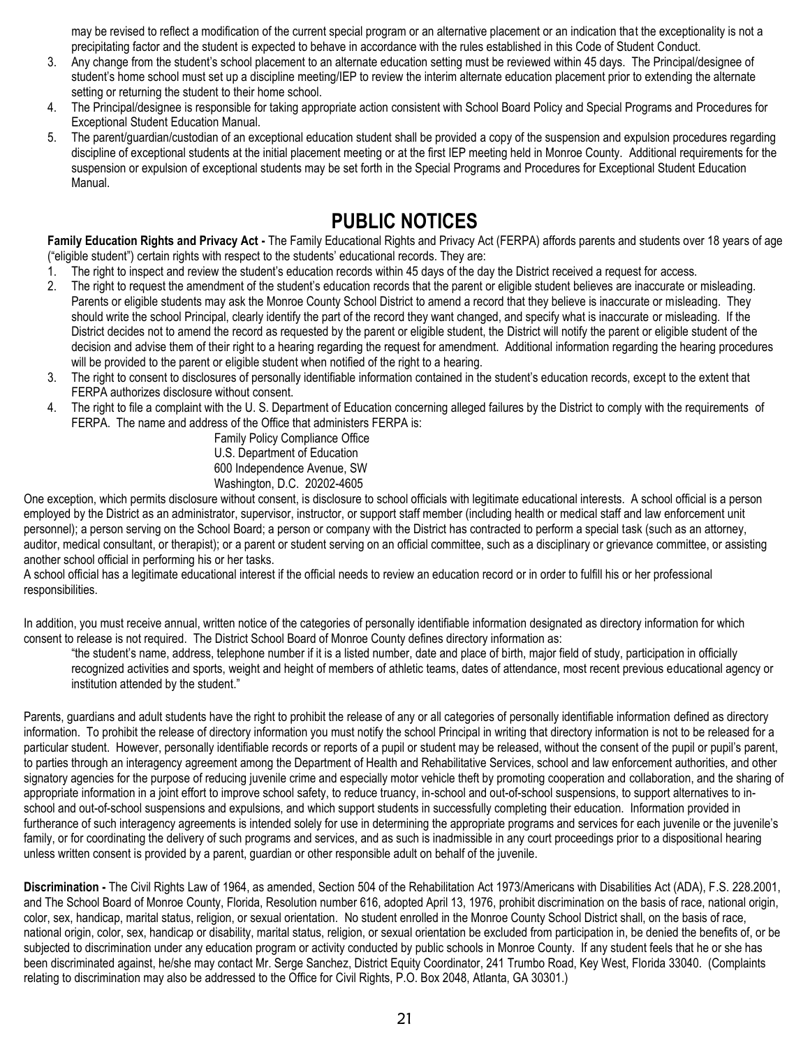may be revised to reflect a modification of the current special program or an alternative placement or an indication that the exceptionality is not a precipitating factor and the student is expected to behave in accordance with the rules established in this Code of Student Conduct.

3. Any change from the student's school placement to an alternate education setting must be reviewed within 45 days. The Principal/designee of student's home school must set up a discipline meeting/IEP to review the interim alternate education placement prior to extending the alternate setting or returning the student to their home school.
4. The Principal/designee is responsible for taking appropriate action consistent with School Board Policy and Special Programs and Procedures for Exceptional Student Education Manual.
5. The parent/guardian/custodian of an exceptional education student shall be provided a copy of the suspension and expulsion procedures regarding discipline of exceptional students at the initial placement meeting or at the first IEP meeting held in Monroe County. Additional requirements for the suspension or expulsion of exceptional students may be set forth in the Special Programs and Procedures for Exceptional Student Education Manual.

# PUBLIC NOTICES

**Family Education Rights and Privacy Act -** The Family Educational Rights and Privacy Act (FERPA) affords parents and students over 18 years of age ("eligible student") certain rights with respect to the students' educational records. They are:

1. The right to inspect and review the student's education records within 45 days of the day the District received a request for access.
2. The right to request the amendment of the student's education records that the parent or eligible student believes are inaccurate or misleading. Parents or eligible students may ask the Monroe County School District to amend a record that they believe is inaccurate or misleading. They should write the school Principal, clearly identify the part of the record they want changed, and specify what is inaccurate or misleading. If the District decides not to amend the record as requested by the parent or eligible student, the District will notify the parent or eligible student of the decision and advise them of their right to a hearing regarding the request for amendment. Additional information regarding the hearing procedures will be provided to the parent or eligible student when notified of the right to a hearing.
3. The right to consent to disclosures of personally identifiable information contained in the student's education records, except to the extent that FERPA authorizes disclosure without consent.
4. The right to file a complaint with the U. S. Department of Education concerning alleged failures by the District to comply with the requirements of FERPA. The name and address of the Office that administers FERPA is:

   Family Policy Compliance Office
   U.S. Department of Education
   600 Independence Avenue, SW
   Washington, D.C. 20202-4605

One exception, which permits disclosure without consent, is disclosure to school officials with legitimate educational interests. A school official is a person employed by the District as an administrator, supervisor, instructor, or support staff member (including health or medical staff and law enforcement unit personnel); a person serving on the School Board; a person or company with the District has contracted to perform a special task (such as an attorney, auditor, medical consultant, or therapist); or a parent or student serving on an official committee, such as a disciplinary or grievance committee, or assisting another school official in performing his or her tasks.

A school official has a legitimate educational interest if the official needs to review an education record or in order to fulfill his or her professional responsibilities.

In addition, you must receive annual, written notice of the categories of personally identifiable information designated as directory information for which consent to release is not required. The District School Board of Monroe County defines directory information as:

> "the student's name, address, telephone number if it is a listed number, date and place of birth, major field of study, participation in officially recognized activities and sports, weight and height of members of athletic teams, dates of attendance, most recent previous educational agency or institution attended by the student."

Parents, guardians and adult students have the right to prohibit the release of any or all categories of personally identifiable information defined as directory information. To prohibit the release of directory information you must notify the school Principal in writing that directory information is not to be released for a particular student. However, personally identifiable records or reports of a pupil or student may be released, without the consent of the pupil or pupil's parent, to parties through an interagency agreement among the Department of Health and Rehabilitative Services, school and law enforcement authorities, and other signatory agencies for the purpose of reducing juvenile crime and especially motor vehicle theft by promoting cooperation and collaboration, and the sharing of appropriate information in a joint effort to improve school safety, to reduce truancy, in-school and out-of-school suspensions, to support alternatives to in-school and out-of-school suspensions and expulsions, and which support students in successfully completing their education. Information provided in furtherance of such interagency agreements is intended solely for use in determining the appropriate programs and services for each juvenile or the juvenile's family, or for coordinating the delivery of such programs and services, and as such is inadmissible in any court proceedings prior to a dispositional hearing unless written consent is provided by a parent, guardian or other responsible adult on behalf of the juvenile.

**Discrimination -** The Civil Rights Law of 1964, as amended, Section 504 of the Rehabilitation Act 1973/Americans with Disabilities Act (ADA), F.S. 228.2001, and The School Board of Monroe County, Florida, Resolution number 616, adopted April 13, 1976, prohibit discrimination on the basis of race, national origin, color, sex, handicap, marital status, religion, or sexual orientation. No student enrolled in the Monroe County School District shall, on the basis of race, national origin, color, sex, handicap or disability, marital status, religion, or sexual orientation be excluded from participation in, be denied the benefits of, or be subjected to discrimination under any education program or activity conducted by public schools in Monroe County. If any student feels that he or she has been discriminated against, he/she may contact Mr. Serge Sanchez, District Equity Coordinator, 241 Trumbo Road, Key West, Florida 33040. (Complaints relating to discrimination may also be addressed to the Office for Civil Rights, P.O. Box 2048, Atlanta, GA 30301.)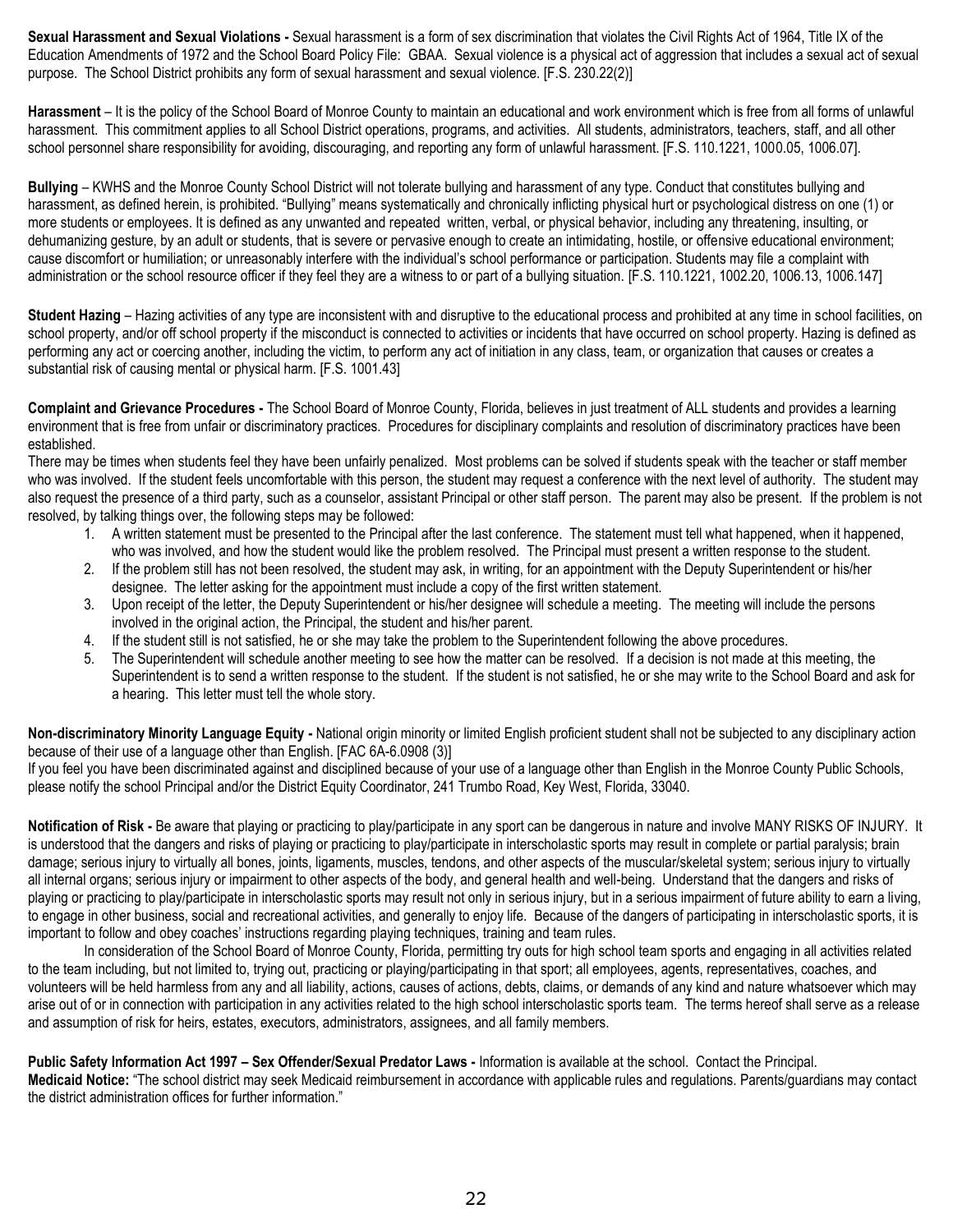**Sexual Harassment and Sexual Violations -** Sexual harassment is a form of sex discrimination that violates the Civil Rights Act of 1964, Title IX of the Education Amendments of 1972 and the School Board Policy File: GBAA. Sexual violence is a physical act of aggression that includes a sexual act of sexual purpose. The School District prohibits any form of sexual harassment and sexual violence. [F.S. 230.22(2)]

**Harassment** – It is the policy of the School Board of Monroe County to maintain an educational and work environment which is free from all forms of unlawful harassment. This commitment applies to all School District operations, programs, and activities. All students, administrators, teachers, staff, and all other school personnel share responsibility for avoiding, discouraging, and reporting any form of unlawful harassment. [F.S. 110.1221, 1000.05, 1006.07].

**Bullying** – KWHS and the Monroe County School District will not tolerate bullying and harassment of any type. Conduct that constitutes bullying and harassment, as defined herein, is prohibited. "Bullying" means systematically and chronically inflicting physical hurt or psychological distress on one (1) or more students or employees. It is defined as any unwanted and repeated written, verbal, or physical behavior, including any threatening, insulting, or dehumanizing gesture, by an adult or students, that is severe or pervasive enough to create an intimidating, hostile, or offensive educational environment; cause discomfort or humiliation; or unreasonably interfere with the individual's school performance or participation. Students may file a complaint with administration or the school resource officer if they feel they are a witness to or part of a bullying situation. [F.S. 110.1221, 1002.20, 1006.13, 1006.147]

**Student Hazing** – Hazing activities of any type are inconsistent with and disruptive to the educational process and prohibited at any time in school facilities, on school property, and/or off school property if the misconduct is connected to activities or incidents that have occurred on school property. Hazing is defined as performing any act or coercing another, including the victim, to perform any act of initiation in any class, team, or organization that causes or creates a substantial risk of causing mental or physical harm. [F.S. 1001.43]

**Complaint and Grievance Procedures -** The School Board of Monroe County, Florida, believes in just treatment of ALL students and provides a learning environment that is free from unfair or discriminatory practices. Procedures for disciplinary complaints and resolution of discriminatory practices have been established.

There may be times when students feel they have been unfairly penalized. Most problems can be solved if students speak with the teacher or staff member who was involved. If the student feels uncomfortable with this person, the student may request a conference with the next level of authority. The student may also request the presence of a third party, such as a counselor, assistant Principal or other staff person. The parent may also be present. If the problem is not resolved, by talking things over, the following steps may be followed:

1. A written statement must be presented to the Principal after the last conference. The statement must tell what happened, when it happened, who was involved, and how the student would like the problem resolved. The Principal must present a written response to the student.
2. If the problem still has not been resolved, the student may ask, in writing, for an appointment with the Deputy Superintendent or his/her designee. The letter asking for the appointment must include a copy of the first written statement.
3. Upon receipt of the letter, the Deputy Superintendent or his/her designee will schedule a meeting. The meeting will include the persons involved in the original action, the Principal, the student and his/her parent.
4. If the student still is not satisfied, he or she may take the problem to the Superintendent following the above procedures.
5. The Superintendent will schedule another meeting to see how the matter can be resolved. If a decision is not made at this meeting, the Superintendent is to send a written response to the student. If the student is not satisfied, he or she may write to the School Board and ask for a hearing. This letter must tell the whole story.

**Non-discriminatory Minority Language Equity -** National origin minority or limited English proficient student shall not be subjected to any disciplinary action because of their use of a language other than English. [FAC 6A-6.0908 (3)]

If you feel you have been discriminated against and disciplined because of your use of a language other than English in the Monroe County Public Schools, please notify the school Principal and/or the District Equity Coordinator, 241 Trumbo Road, Key West, Florida, 33040.

**Notification of Risk -** Be aware that playing or practicing to play/participate in any sport can be dangerous in nature and involve MANY RISKS OF INJURY. It is understood that the dangers and risks of playing or practicing to play/participate in interscholastic sports may result in complete or partial paralysis; brain damage; serious injury to virtually all bones, joints, ligaments, muscles, tendons, and other aspects of the muscular/skeletal system; serious injury to virtually all internal organs; serious injury or impairment to other aspects of the body, and general health and well-being. Understand that the dangers and risks of playing or practicing to play/participate in interscholastic sports may result not only in serious injury, but in a serious impairment of future ability to earn a living, to engage in other business, social and recreational activities, and generally to enjoy life. Because of the dangers of participating in interscholastic sports, it is important to follow and obey coaches' instructions regarding playing techniques, training and team rules.

In consideration of the School Board of Monroe County, Florida, permitting try outs for high school team sports and engaging in all activities related to the team including, but not limited to, trying out, practicing or playing/participating in that sport; all employees, agents, representatives, coaches, and volunteers will be held harmless from any and all liability, actions, causes of actions, debts, claims, or demands of any kind and nature whatsoever which may arise out of or in connection with participation in any activities related to the high school interscholastic sports team. The terms hereof shall serve as a release and assumption of risk for heirs, estates, executors, administrators, assignees, and all family members.

**Public Safety Information Act 1997 – Sex Offender/Sexual Predator Laws -** Information is available at the school. Contact the Principal.

**Medicaid Notice:** "The school district may seek Medicaid reimbursement in accordance with applicable rules and regulations. Parents/guardians may contact the district administration offices for further information."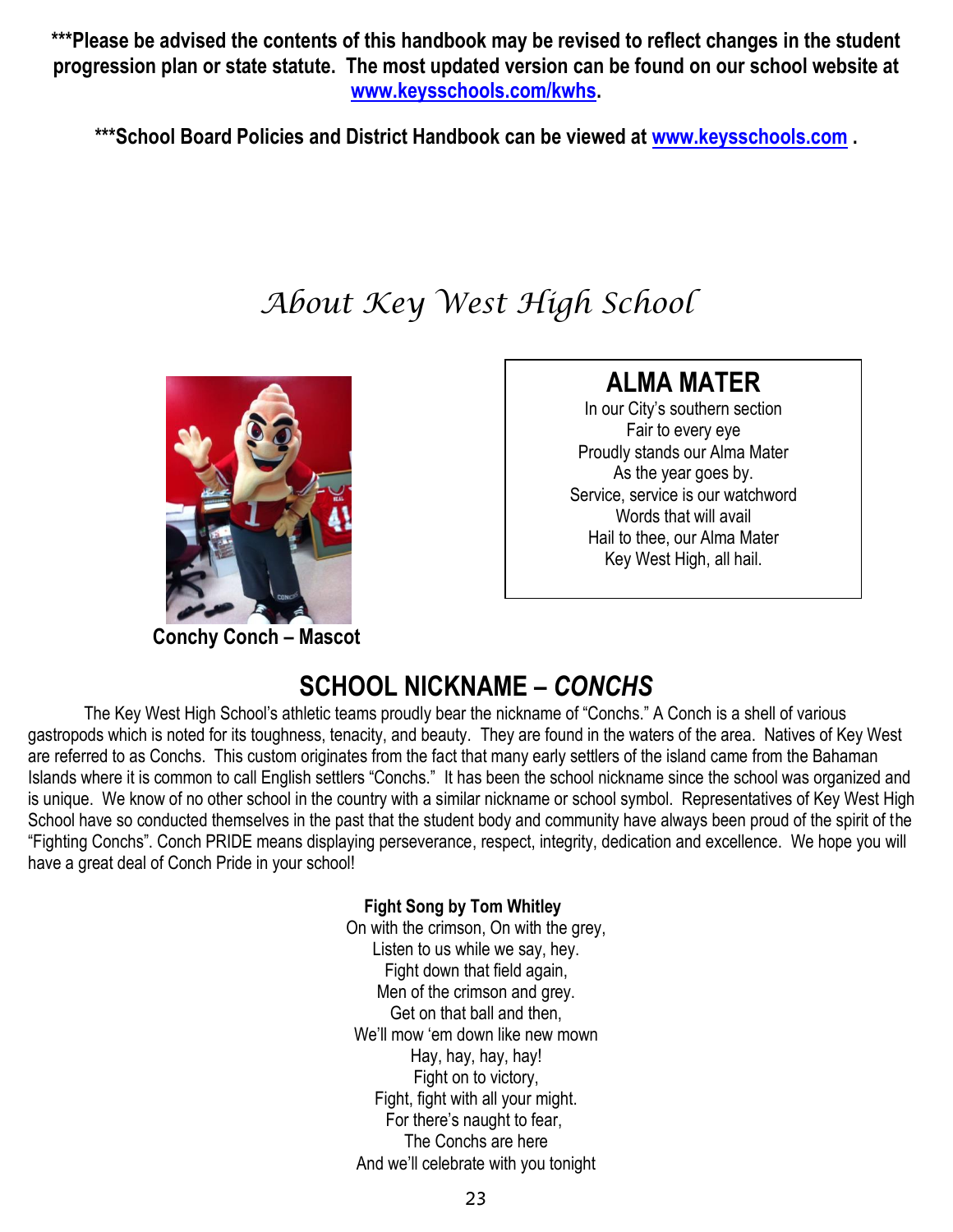**\*\*\*Please be advised the contents of this handbook may be revised to reflect changes in the student progression plan or state statute. The most updated version can be found on our school website at [www.keysschools.com/kwhs](www.keysschools.com/kwhs).**

**\*\*\*School Board Policies and District Handbook can be viewed at [www.keysschools.com](www.keysschools.com) .**

# *About Key West High School*

**Conchy Conch – Mascot**

## ALMA MATER

In our City's southern section
Fair to every eye
Proudly stands our Alma Mater
As the year goes by.
Service, service is our watchword
Words that will avail
Hail to thee, our Alma Mater
Key West High, all hail.

## SCHOOL NICKNAME – *CONCHS*

The Key West High School's athletic teams proudly bear the nickname of "Conchs." A Conch is a shell of various gastropods which is noted for its toughness, tenacity, and beauty. They are found in the waters of the area. Natives of Key West are referred to as Conchs. This custom originates from the fact that many early settlers of the island came from the Bahaman Islands where it is common to call English settlers "Conchs." It has been the school nickname since the school was organized and is unique. We know of no other school in the country with a similar nickname or school symbol. Representatives of Key West High School have so conducted themselves in the past that the student body and community have always been proud of the spirit of the "Fighting Conchs". Conch PRIDE means displaying perseverance, respect, integrity, dedication and excellence. We hope you will have a great deal of Conch Pride in your school!

**Fight Song by Tom Whitley**

On with the crimson, On with the grey,
Listen to us while we say, hey.
Fight down that field again,
Men of the crimson and grey.
Get on that ball and then,
We'll mow 'em down like new mown
Hay, hay, hay, hay!
Fight on to victory,
Fight, fight with all your might.
For there's naught to fear,
The Conchs are here
And we'll celebrate with you tonight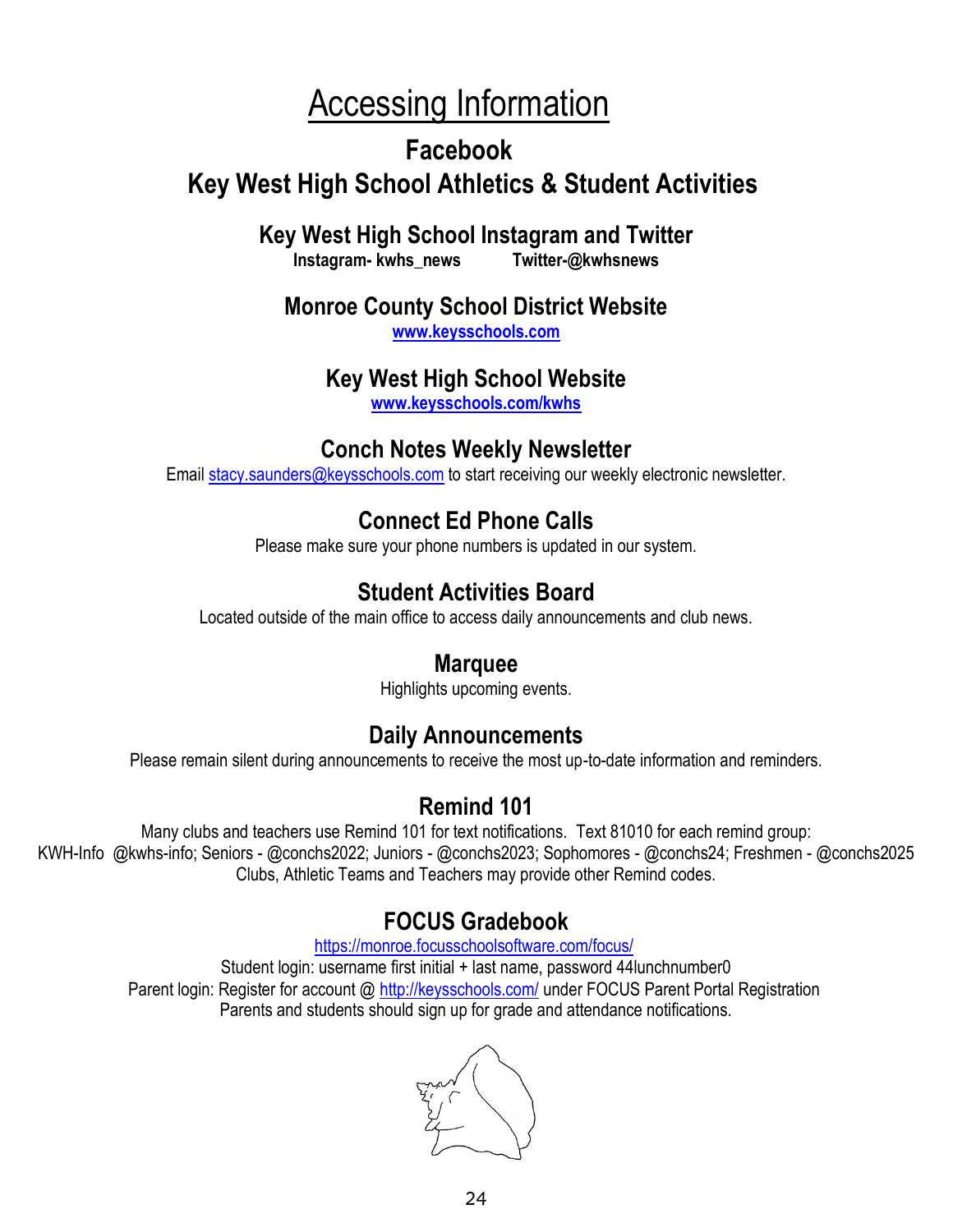# Accessing Information

## Facebook
## Key West High School Athletics & Student Activities

### Key West High School Instagram and Twitter

**Instagram- kwhs_news** **Twitter-@kwhsnews**

### Monroe County School District Website

**www.keysschools.com**

### Key West High School Website

**www.keysschools.com/kwhs**

### Conch Notes Weekly Newsletter

Email stacy.saunders@keysschools.com to start receiving our weekly electronic newsletter.

### Connect Ed Phone Calls

Please make sure your phone numbers is updated in our system.

### Student Activities Board

Located outside of the main office to access daily announcements and club news.

### Marquee

Highlights upcoming events.

### Daily Announcements

Please remain silent during announcements to receive the most up-to-date information and reminders.

### Remind 101

Many clubs and teachers use Remind 101 for text notifications. Text 81010 for each remind group:
KWH-Info @kwhs-info; Seniors - @conchs2022; Juniors - @conchs2023; Sophomores - @conchs24; Freshmen - @conchs2025
Clubs, Athletic Teams and Teachers may provide other Remind codes.

### FOCUS Gradebook

https://monroe.focusschoolsoftware.com/focus/
Student login: username first initial + last name, password 44lunchnumber0
Parent login: Register for account @ http://keysschools.com/ under FOCUS Parent Portal Registration
Parents and students should sign up for grade and attendance notifications.